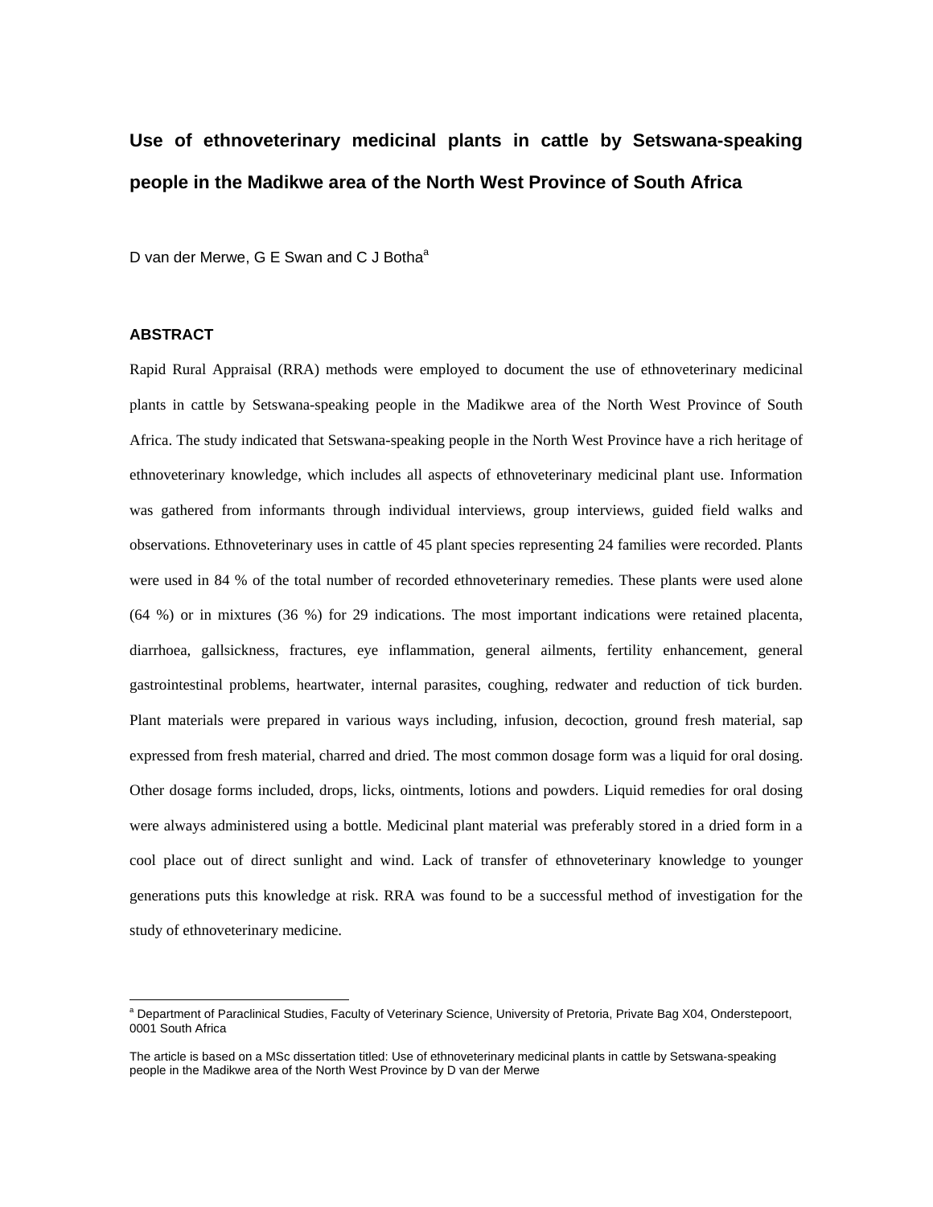# Use of ethnoveterinary medicinal plants in cattle by Setswana-speaking people in the Madikwe area of the North West Province of South Africa

D van der Merwe, G E Swan and C J Botha[a]

## ABSTRACT

Rapid Rural Appraisal (RRA) methods were employed to document the use of ethnoveterinary medicinal plants in cattle by Setswana-speaking people in the Madikwe area of the North West Province of South Africa. The study indicated that Setswana-speaking people in the North West Province have a rich heritage of ethnoveterinary knowledge, which includes all aspects of ethnoveterinary medicinal plant use. Information was gathered from informants through individual interviews, group interviews, guided field walks and observations. Ethnoveterinary uses in cattle of 45 plant species representing 24 families were recorded. Plants were used in 84 % of the total number of recorded ethnoveterinary remedies. These plants were used alone (64 %) or in mixtures (36 %) for 29 indications. The most important indications were retained placenta, diarrhoea, gallsickness, fractures, eye inflammation, general ailments, fertility enhancement, general gastrointestinal problems, heartwater, internal parasites, coughing, redwater and reduction of tick burden. Plant materials were prepared in various ways including, infusion, decoction, ground fresh material, sap expressed from fresh material, charred and dried. The most common dosage form was a liquid for oral dosing. Other dosage forms included, drops, licks, ointments, lotions and powders. Liquid remedies for oral dosing were always administered using a bottle. Medicinal plant material was preferably stored in a dried form in a cool place out of direct sunlight and wind. Lack of transfer of ethnoveterinary knowledge to younger generations puts this knowledge at risk. RRA was found to be a successful method of investigation for the study of ethnoveterinary medicine.

---

[a] Department of Paraclinical Studies, Faculty of Veterinary Science, University of Pretoria, Private Bag X04, Onderstepoort, 0001 South Africa

The article is based on a MSc dissertation titled: Use of ethnoveterinary medicinal plants in cattle by Setswana-speaking people in the Madikwe area of the North West Province by D van der Merwe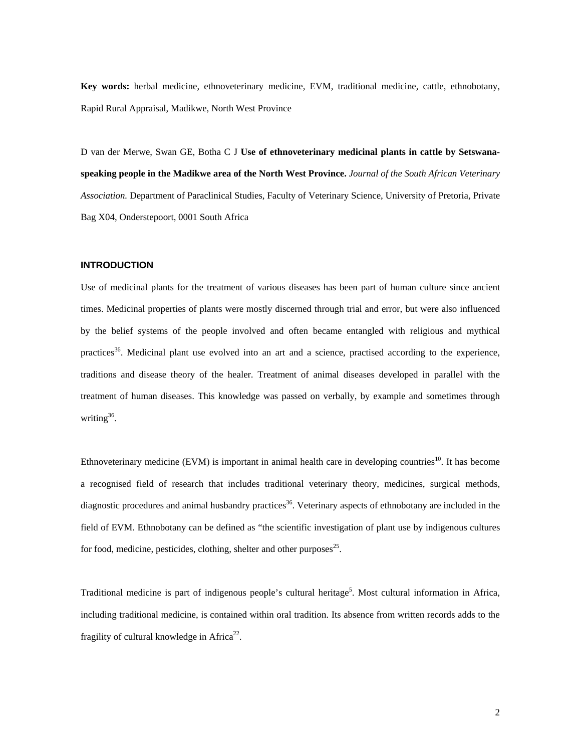**Key words:** herbal medicine, ethnoveterinary medicine, EVM, traditional medicine, cattle, ethnobotany, Rapid Rural Appraisal, Madikwe, North West Province

D van der Merwe, Swan GE, Botha C J **Use of ethnoveterinary medicinal plants in cattle by Setswana-speaking people in the Madikwe area of the North West Province.** *Journal of the South African Veterinary Association.* Department of Paraclinical Studies, Faculty of Veterinary Science, University of Pretoria, Private Bag X04, Onderstepoort, 0001 South Africa

## INTRODUCTION

Use of medicinal plants for the treatment of various diseases has been part of human culture since ancient times. Medicinal properties of plants were mostly discerned through trial and error, but were also influenced by the belief systems of the people involved and often became entangled with religious and mythical practices[36]. Medicinal plant use evolved into an art and a science, practised according to the experience, traditions and disease theory of the healer. Treatment of animal diseases developed in parallel with the treatment of human diseases. This knowledge was passed on verbally, by example and sometimes through writing[36].

Ethnoveterinary medicine (EVM) is important in animal health care in developing countries[10]. It has become a recognised field of research that includes traditional veterinary theory, medicines, surgical methods, diagnostic procedures and animal husbandry practices[36]. Veterinary aspects of ethnobotany are included in the field of EVM. Ethnobotany can be defined as "the scientific investigation of plant use by indigenous cultures for food, medicine, pesticides, clothing, shelter and other purposes[25].

Traditional medicine is part of indigenous people's cultural heritage[5]. Most cultural information in Africa, including traditional medicine, is contained within oral tradition. Its absence from written records adds to the fragility of cultural knowledge in Africa[22].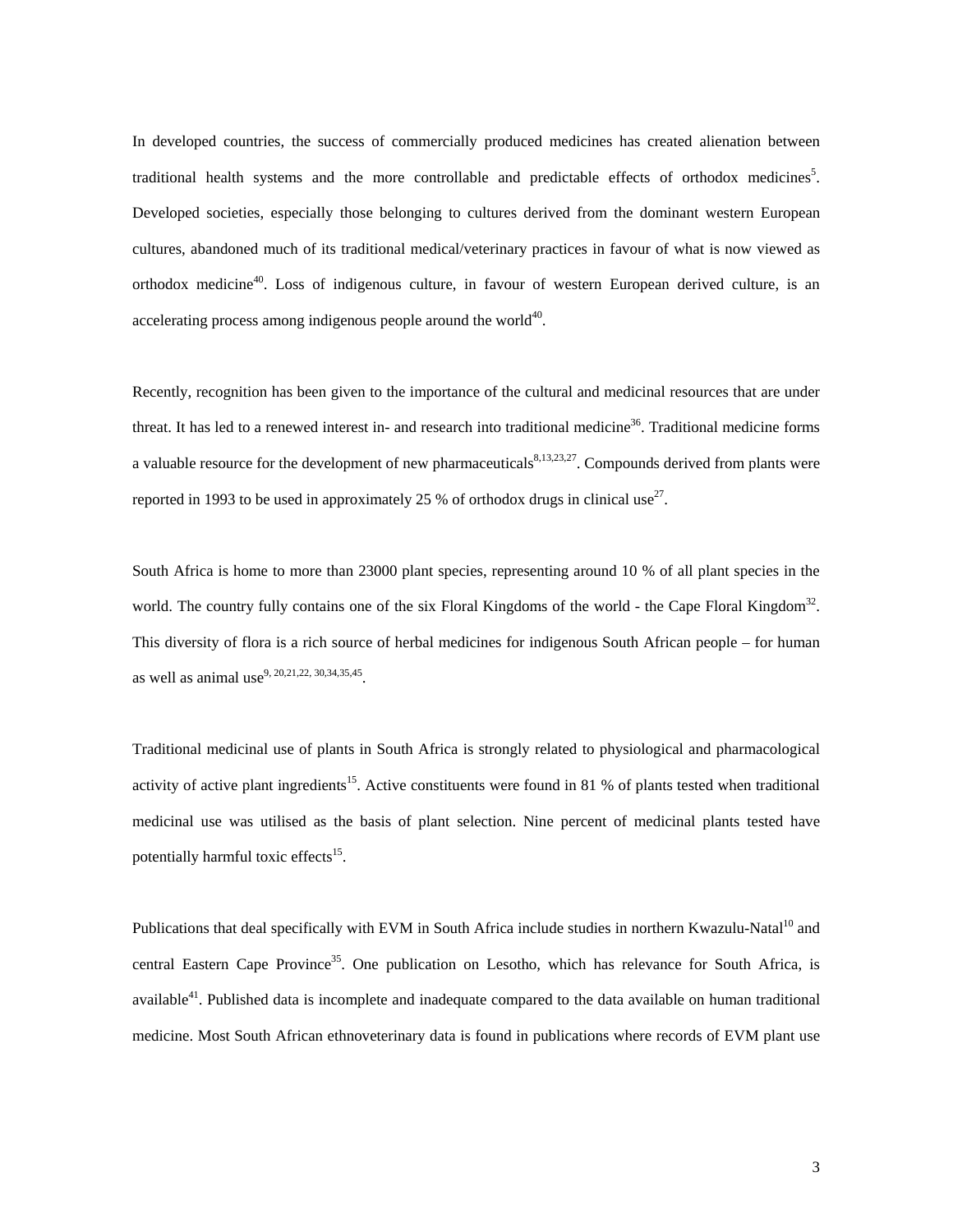In developed countries, the success of commercially produced medicines has created alienation between traditional health systems and the more controllable and predictable effects of orthodox medicines[5]. Developed societies, especially those belonging to cultures derived from the dominant western European cultures, abandoned much of its traditional medical/veterinary practices in favour of what is now viewed as orthodox medicine[40]. Loss of indigenous culture, in favour of western European derived culture, is an accelerating process among indigenous people around the world[40].

Recently, recognition has been given to the importance of the cultural and medicinal resources that are under threat. It has led to a renewed interest in- and research into traditional medicine[36]. Traditional medicine forms a valuable resource for the development of new pharmaceuticals[8,13,23,27]. Compounds derived from plants were reported in 1993 to be used in approximately 25 % of orthodox drugs in clinical use[27].

South Africa is home to more than 23000 plant species, representing around 10 % of all plant species in the world. The country fully contains one of the six Floral Kingdoms of the world - the Cape Floral Kingdom[32]. This diversity of flora is a rich source of herbal medicines for indigenous South African people – for human as well as animal use[9, 20,21,22, 30,34,35,45].

Traditional medicinal use of plants in South Africa is strongly related to physiological and pharmacological activity of active plant ingredients[15]. Active constituents were found in 81 % of plants tested when traditional medicinal use was utilised as the basis of plant selection. Nine percent of medicinal plants tested have potentially harmful toxic effects[15].

Publications that deal specifically with EVM in South Africa include studies in northern Kwazulu-Natal[10] and central Eastern Cape Province[35]. One publication on Lesotho, which has relevance for South Africa, is available[41]. Published data is incomplete and inadequate compared to the data available on human traditional medicine. Most South African ethnoveterinary data is found in publications where records of EVM plant use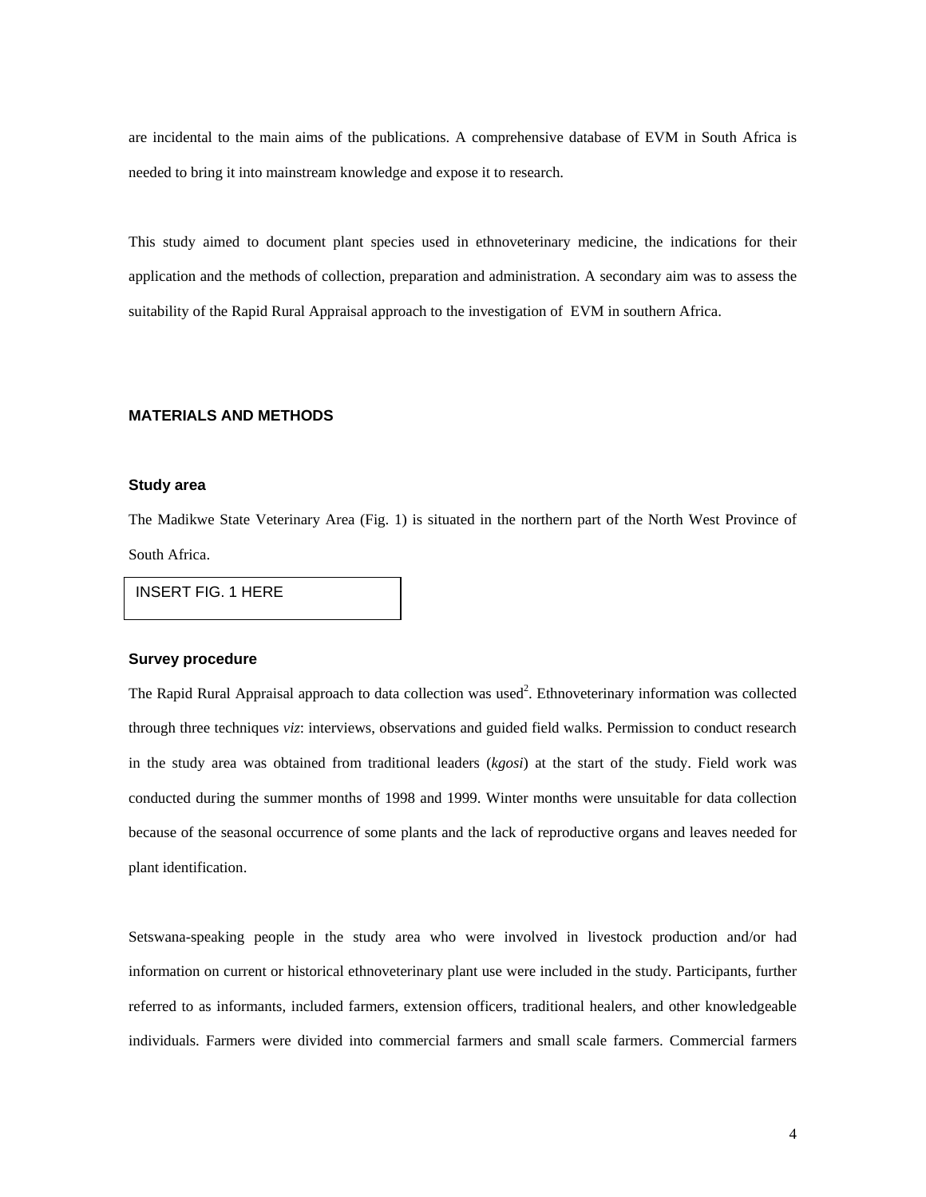are incidental to the main aims of the publications. A comprehensive database of EVM in South Africa is needed to bring it into mainstream knowledge and expose it to research.

This study aimed to document plant species used in ethnoveterinary medicine, the indications for their application and the methods of collection, preparation and administration. A secondary aim was to assess the suitability of the Rapid Rural Appraisal approach to the investigation of EVM in southern Africa.

## MATERIALS AND METHODS

### Study area

The Madikwe State Veterinary Area (Fig. 1) is situated in the northern part of the North West Province of South Africa.

INSERT FIG. 1 HERE

### Survey procedure

The Rapid Rural Appraisal approach to data collection was used[2]. Ethnoveterinary information was collected through three techniques *viz*: interviews, observations and guided field walks. Permission to conduct research in the study area was obtained from traditional leaders (*kgosi*) at the start of the study. Field work was conducted during the summer months of 1998 and 1999. Winter months were unsuitable for data collection because of the seasonal occurrence of some plants and the lack of reproductive organs and leaves needed for plant identification.

Setswana-speaking people in the study area who were involved in livestock production and/or had information on current or historical ethnoveterinary plant use were included in the study. Participants, further referred to as informants, included farmers, extension officers, traditional healers, and other knowledgeable individuals. Farmers were divided into commercial farmers and small scale farmers. Commercial farmers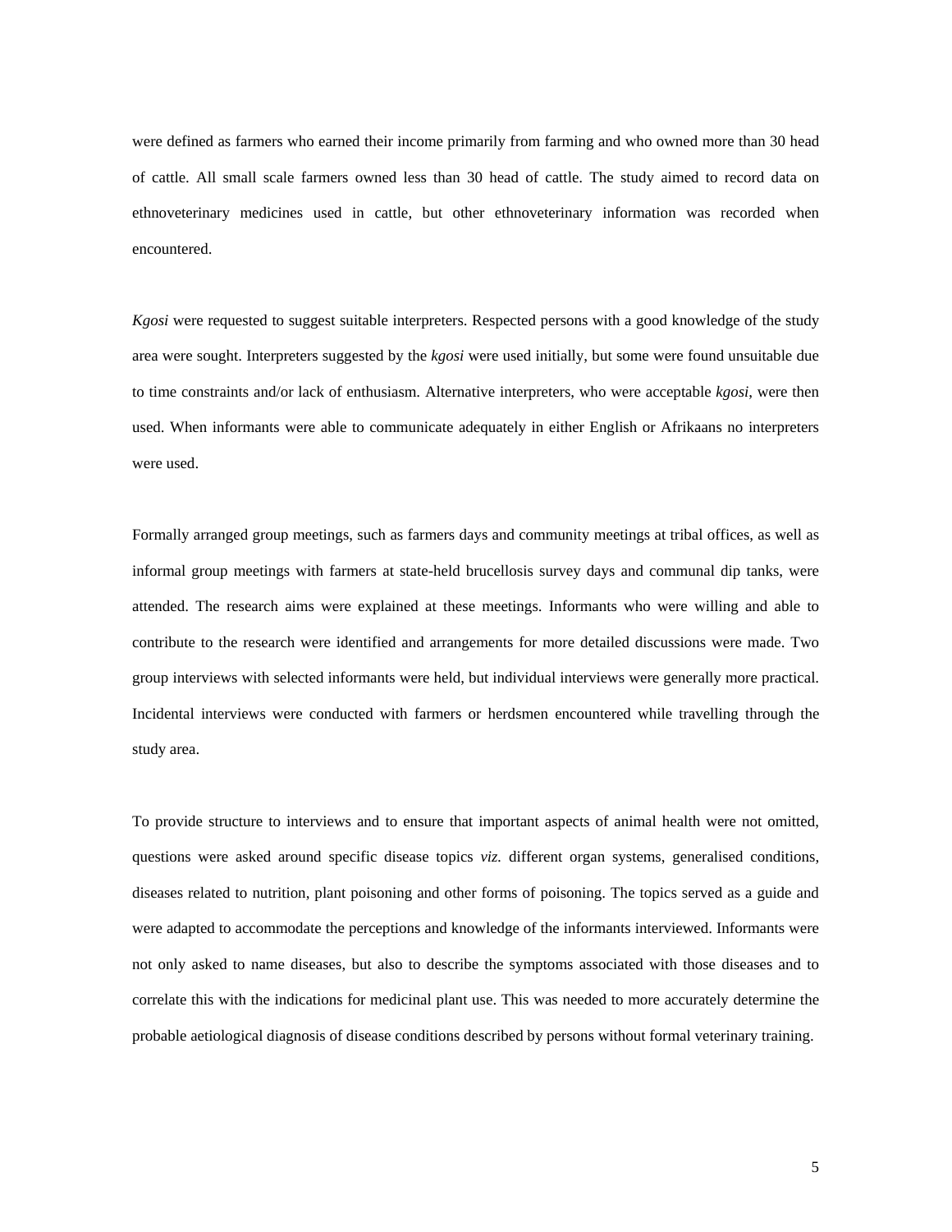were defined as farmers who earned their income primarily from farming and who owned more than 30 head of cattle. All small scale farmers owned less than 30 head of cattle. The study aimed to record data on ethnoveterinary medicines used in cattle, but other ethnoveterinary information was recorded when encountered.

*Kgosi* were requested to suggest suitable interpreters. Respected persons with a good knowledge of the study area were sought. Interpreters suggested by the *kgosi* were used initially, but some were found unsuitable due to time constraints and/or lack of enthusiasm. Alternative interpreters, who were acceptable *kgosi*, were then used. When informants were able to communicate adequately in either English or Afrikaans no interpreters were used.

Formally arranged group meetings, such as farmers days and community meetings at tribal offices, as well as informal group meetings with farmers at state-held brucellosis survey days and communal dip tanks, were attended. The research aims were explained at these meetings. Informants who were willing and able to contribute to the research were identified and arrangements for more detailed discussions were made. Two group interviews with selected informants were held, but individual interviews were generally more practical. Incidental interviews were conducted with farmers or herdsmen encountered while travelling through the study area.

To provide structure to interviews and to ensure that important aspects of animal health were not omitted, questions were asked around specific disease topics *viz.* different organ systems, generalised conditions, diseases related to nutrition, plant poisoning and other forms of poisoning. The topics served as a guide and were adapted to accommodate the perceptions and knowledge of the informants interviewed. Informants were not only asked to name diseases, but also to describe the symptoms associated with those diseases and to correlate this with the indications for medicinal plant use. This was needed to more accurately determine the probable aetiological diagnosis of disease conditions described by persons without formal veterinary training.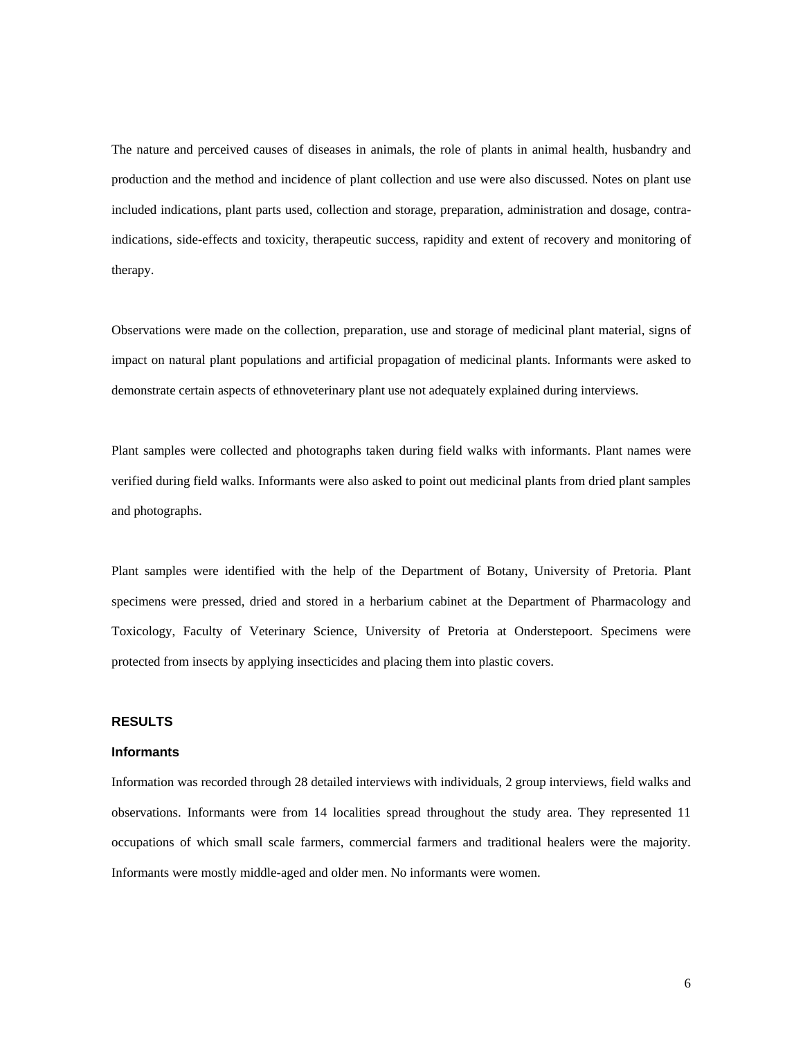The nature and perceived causes of diseases in animals, the role of plants in animal health, husbandry and production and the method and incidence of plant collection and use were also discussed. Notes on plant use included indications, plant parts used, collection and storage, preparation, administration and dosage, contra-indications, side-effects and toxicity, therapeutic success, rapidity and extent of recovery and monitoring of therapy.

Observations were made on the collection, preparation, use and storage of medicinal plant material, signs of impact on natural plant populations and artificial propagation of medicinal plants. Informants were asked to demonstrate certain aspects of ethnoveterinary plant use not adequately explained during interviews.

Plant samples were collected and photographs taken during field walks with informants. Plant names were verified during field walks. Informants were also asked to point out medicinal plants from dried plant samples and photographs.

Plant samples were identified with the help of the Department of Botany, University of Pretoria. Plant specimens were pressed, dried and stored in a herbarium cabinet at the Department of Pharmacology and Toxicology, Faculty of Veterinary Science, University of Pretoria at Onderstepoort. Specimens were protected from insects by applying insecticides and placing them into plastic covers.

## RESULTS

### Informants

Information was recorded through 28 detailed interviews with individuals, 2 group interviews, field walks and observations. Informants were from 14 localities spread throughout the study area. They represented 11 occupations of which small scale farmers, commercial farmers and traditional healers were the majority. Informants were mostly middle-aged and older men. No informants were women.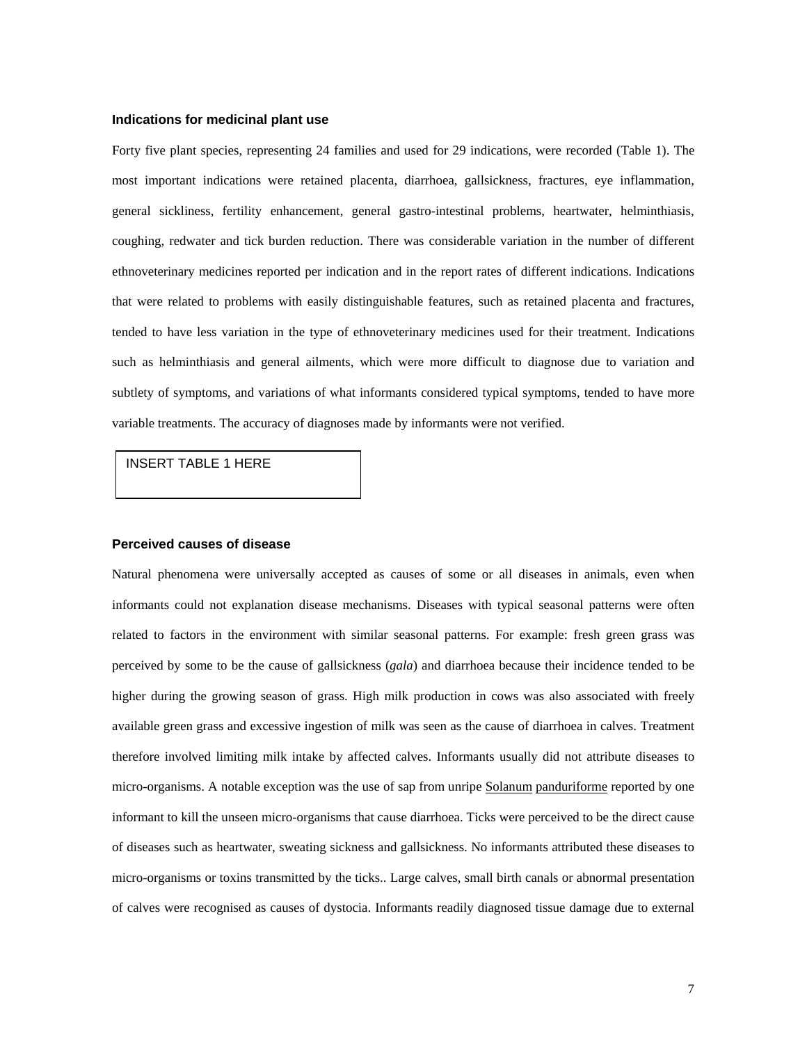### Indications for medicinal plant use

Forty five plant species, representing 24 families and used for 29 indications, were recorded (Table 1). The most important indications were retained placenta, diarrhoea, gallsickness, fractures, eye inflammation, general sickliness, fertility enhancement, general gastro-intestinal problems, heartwater, helminthiasis, coughing, redwater and tick burden reduction. There was considerable variation in the number of different ethnoveterinary medicines reported per indication and in the report rates of different indications. Indications that were related to problems with easily distinguishable features, such as retained placenta and fractures, tended to have less variation in the type of ethnoveterinary medicines used for their treatment. Indications such as helminthiasis and general ailments, which were more difficult to diagnose due to variation and subtlety of symptoms, and variations of what informants considered typical symptoms, tended to have more variable treatments. The accuracy of diagnoses made by informants were not verified.

INSERT TABLE 1 HERE

### Perceived causes of disease

Natural phenomena were universally accepted as causes of some or all diseases in animals, even when informants could not explanation disease mechanisms. Diseases with typical seasonal patterns were often related to factors in the environment with similar seasonal patterns. For example: fresh green grass was perceived by some to be the cause of gallsickness (*gala*) and diarrhoea because their incidence tended to be higher during the growing season of grass. High milk production in cows was also associated with freely available green grass and excessive ingestion of milk was seen as the cause of diarrhoea in calves. Treatment therefore involved limiting milk intake by affected calves. Informants usually did not attribute diseases to micro-organisms. A notable exception was the use of sap from unripe Solanum panduriforme reported by one informant to kill the unseen micro-organisms that cause diarrhoea. Ticks were perceived to be the direct cause of diseases such as heartwater, sweating sickness and gallsickness. No informants attributed these diseases to micro-organisms or toxins transmitted by the ticks.. Large calves, small birth canals or abnormal presentation of calves were recognised as causes of dystocia. Informants readily diagnosed tissue damage due to external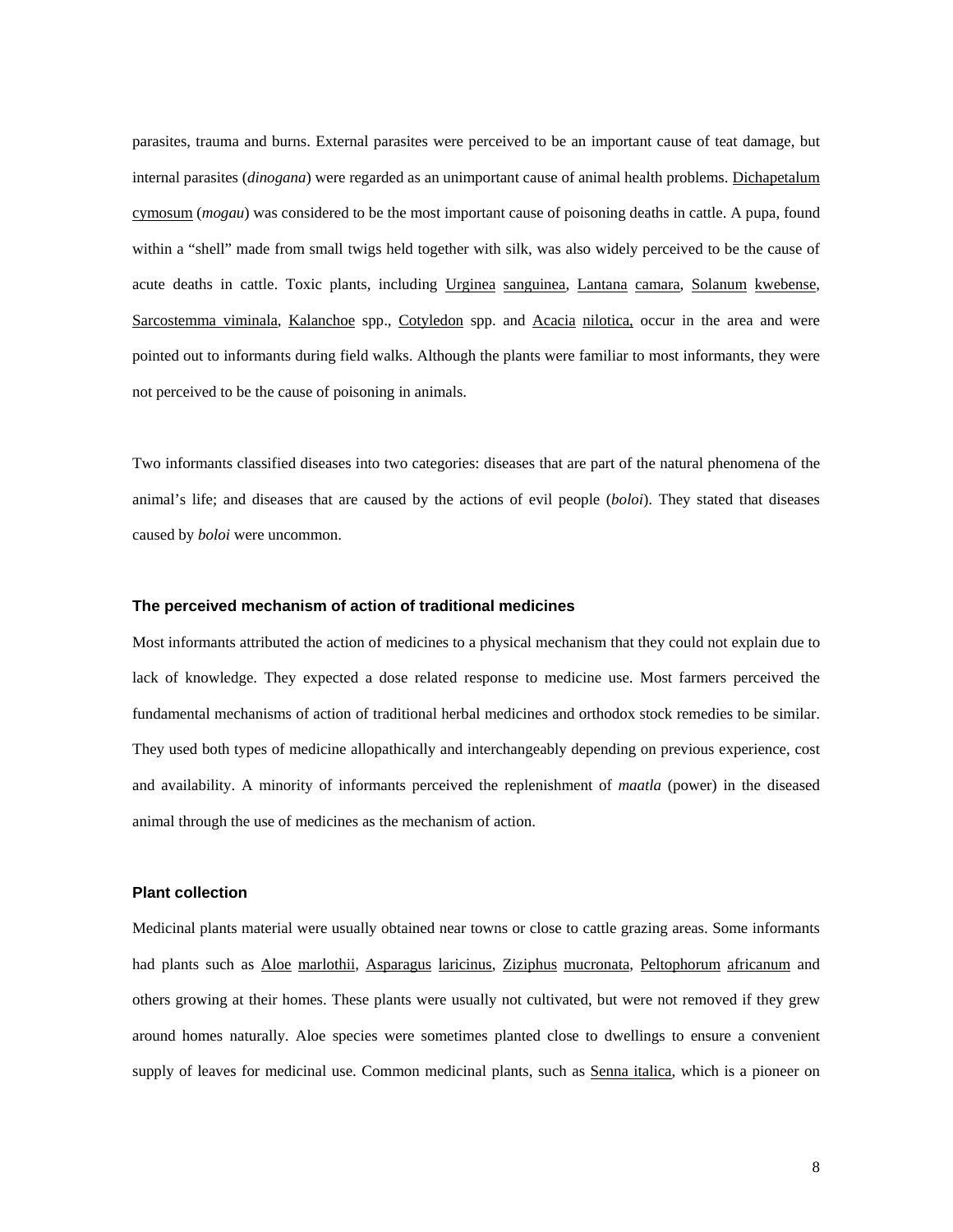parasites, trauma and burns. External parasites were perceived to be an important cause of teat damage, but internal parasites (*dinogana*) were regarded as an unimportant cause of animal health problems. Dichapetalum cymosum (*mogau*) was considered to be the most important cause of poisoning deaths in cattle. A pupa, found within a "shell" made from small twigs held together with silk, was also widely perceived to be the cause of acute deaths in cattle. Toxic plants, including Urginea sanguinea, Lantana camara, Solanum kwebense, Sarcostemma viminala, Kalanchoe spp., Cotyledon spp. and Acacia nilotica, occur in the area and were pointed out to informants during field walks. Although the plants were familiar to most informants, they were not perceived to be the cause of poisoning in animals.

Two informants classified diseases into two categories: diseases that are part of the natural phenomena of the animal's life; and diseases that are caused by the actions of evil people (*boloi*). They stated that diseases caused by *boloi* were uncommon.

### The perceived mechanism of action of traditional medicines

Most informants attributed the action of medicines to a physical mechanism that they could not explain due to lack of knowledge. They expected a dose related response to medicine use. Most farmers perceived the fundamental mechanisms of action of traditional herbal medicines and orthodox stock remedies to be similar. They used both types of medicine allopathically and interchangeably depending on previous experience, cost and availability. A minority of informants perceived the replenishment of *maatla* (power) in the diseased animal through the use of medicines as the mechanism of action.

### Plant collection

Medicinal plants material were usually obtained near towns or close to cattle grazing areas. Some informants had plants such as Aloe marlothii, Asparagus laricinus, Ziziphus mucronata, Peltophorum africanum and others growing at their homes. These plants were usually not cultivated, but were not removed if they grew around homes naturally. Aloe species were sometimes planted close to dwellings to ensure a convenient supply of leaves for medicinal use. Common medicinal plants, such as Senna italica, which is a pioneer on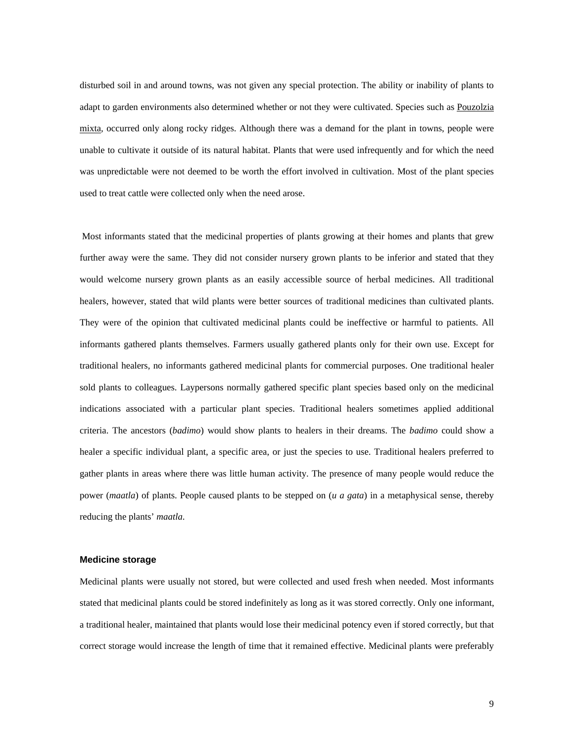disturbed soil in and around towns, was not given any special protection. The ability or inability of plants to adapt to garden environments also determined whether or not they were cultivated. Species such as Pouzolzia mixta, occurred only along rocky ridges. Although there was a demand for the plant in towns, people were unable to cultivate it outside of its natural habitat. Plants that were used infrequently and for which the need was unpredictable were not deemed to be worth the effort involved in cultivation. Most of the plant species used to treat cattle were collected only when the need arose.

Most informants stated that the medicinal properties of plants growing at their homes and plants that grew further away were the same. They did not consider nursery grown plants to be inferior and stated that they would welcome nursery grown plants as an easily accessible source of herbal medicines. All traditional healers, however, stated that wild plants were better sources of traditional medicines than cultivated plants. They were of the opinion that cultivated medicinal plants could be ineffective or harmful to patients. All informants gathered plants themselves. Farmers usually gathered plants only for their own use. Except for traditional healers, no informants gathered medicinal plants for commercial purposes. One traditional healer sold plants to colleagues. Laypersons normally gathered specific plant species based only on the medicinal indications associated with a particular plant species. Traditional healers sometimes applied additional criteria. The ancestors (*badimo*) would show plants to healers in their dreams. The *badimo* could show a healer a specific individual plant, a specific area, or just the species to use. Traditional healers preferred to gather plants in areas where there was little human activity. The presence of many people would reduce the power (*maatla*) of plants. People caused plants to be stepped on (*u a gata*) in a metaphysical sense, thereby reducing the plants' *maatla*.

### Medicine storage

Medicinal plants were usually not stored, but were collected and used fresh when needed. Most informants stated that medicinal plants could be stored indefinitely as long as it was stored correctly. Only one informant, a traditional healer, maintained that plants would lose their medicinal potency even if stored correctly, but that correct storage would increase the length of time that it remained effective. Medicinal plants were preferably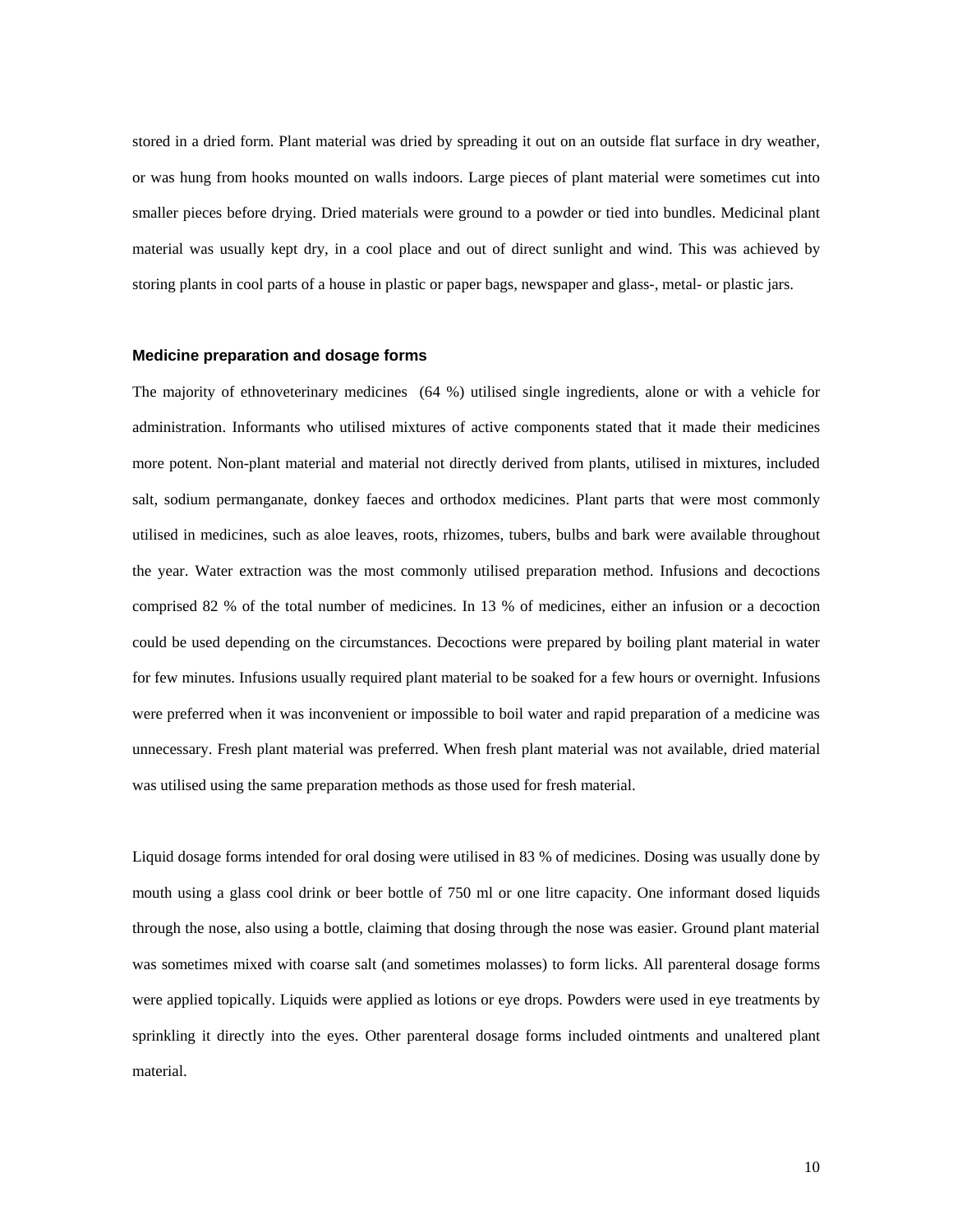stored in a dried form. Plant material was dried by spreading it out on an outside flat surface in dry weather, or was hung from hooks mounted on walls indoors. Large pieces of plant material were sometimes cut into smaller pieces before drying. Dried materials were ground to a powder or tied into bundles. Medicinal plant material was usually kept dry, in a cool place and out of direct sunlight and wind. This was achieved by storing plants in cool parts of a house in plastic or paper bags, newspaper and glass-, metal- or plastic jars.

### Medicine preparation and dosage forms

The majority of ethnoveterinary medicines (64 %) utilised single ingredients, alone or with a vehicle for administration. Informants who utilised mixtures of active components stated that it made their medicines more potent. Non-plant material and material not directly derived from plants, utilised in mixtures, included salt, sodium permanganate, donkey faeces and orthodox medicines. Plant parts that were most commonly utilised in medicines, such as aloe leaves, roots, rhizomes, tubers, bulbs and bark were available throughout the year. Water extraction was the most commonly utilised preparation method. Infusions and decoctions comprised 82 % of the total number of medicines. In 13 % of medicines, either an infusion or a decoction could be used depending on the circumstances. Decoctions were prepared by boiling plant material in water for few minutes. Infusions usually required plant material to be soaked for a few hours or overnight. Infusions were preferred when it was inconvenient or impossible to boil water and rapid preparation of a medicine was unnecessary. Fresh plant material was preferred. When fresh plant material was not available, dried material was utilised using the same preparation methods as those used for fresh material.

Liquid dosage forms intended for oral dosing were utilised in 83 % of medicines. Dosing was usually done by mouth using a glass cool drink or beer bottle of 750 ml or one litre capacity. One informant dosed liquids through the nose, also using a bottle, claiming that dosing through the nose was easier. Ground plant material was sometimes mixed with coarse salt (and sometimes molasses) to form licks. All parenteral dosage forms were applied topically. Liquids were applied as lotions or eye drops. Powders were used in eye treatments by sprinkling it directly into the eyes. Other parenteral dosage forms included ointments and unaltered plant material.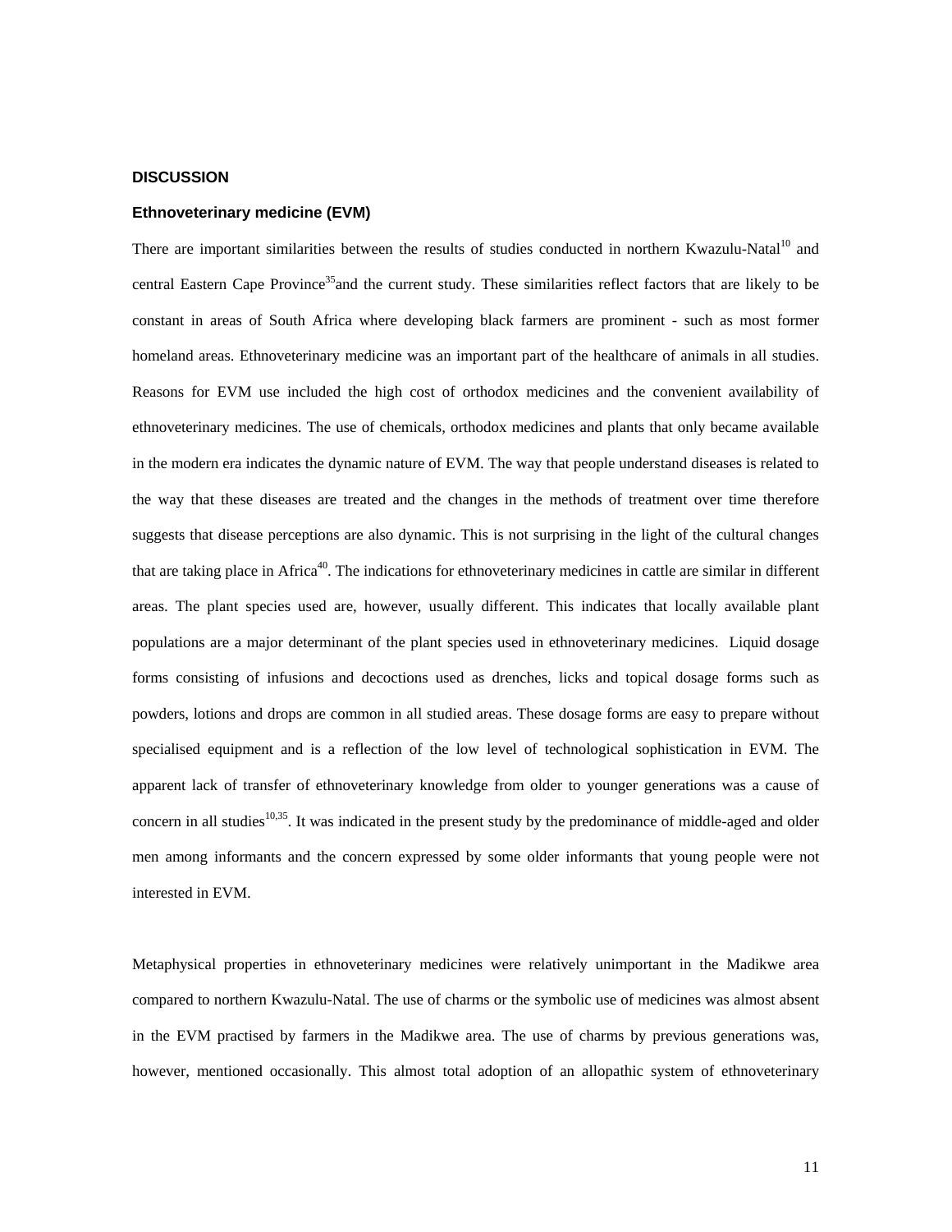## DISCUSSION

### Ethnoveterinary medicine (EVM)

There are important similarities between the results of studies conducted in northern Kwazulu-Natal[10] and central Eastern Cape Province[35]and the current study. These similarities reflect factors that are likely to be constant in areas of South Africa where developing black farmers are prominent - such as most former homeland areas. Ethnoveterinary medicine was an important part of the healthcare of animals in all studies. Reasons for EVM use included the high cost of orthodox medicines and the convenient availability of ethnoveterinary medicines. The use of chemicals, orthodox medicines and plants that only became available in the modern era indicates the dynamic nature of EVM. The way that people understand diseases is related to the way that these diseases are treated and the changes in the methods of treatment over time therefore suggests that disease perceptions are also dynamic. This is not surprising in the light of the cultural changes that are taking place in Africa[40]. The indications for ethnoveterinary medicines in cattle are similar in different areas. The plant species used are, however, usually different. This indicates that locally available plant populations are a major determinant of the plant species used in ethnoveterinary medicines. Liquid dosage forms consisting of infusions and decoctions used as drenches, licks and topical dosage forms such as powders, lotions and drops are common in all studied areas. These dosage forms are easy to prepare without specialised equipment and is a reflection of the low level of technological sophistication in EVM. The apparent lack of transfer of ethnoveterinary knowledge from older to younger generations was a cause of concern in all studies[10,35]. It was indicated in the present study by the predominance of middle-aged and older men among informants and the concern expressed by some older informants that young people were not interested in EVM.

Metaphysical properties in ethnoveterinary medicines were relatively unimportant in the Madikwe area compared to northern Kwazulu-Natal. The use of charms or the symbolic use of medicines was almost absent in the EVM practised by farmers in the Madikwe area. The use of charms by previous generations was, however, mentioned occasionally. This almost total adoption of an allopathic system of ethnoveterinary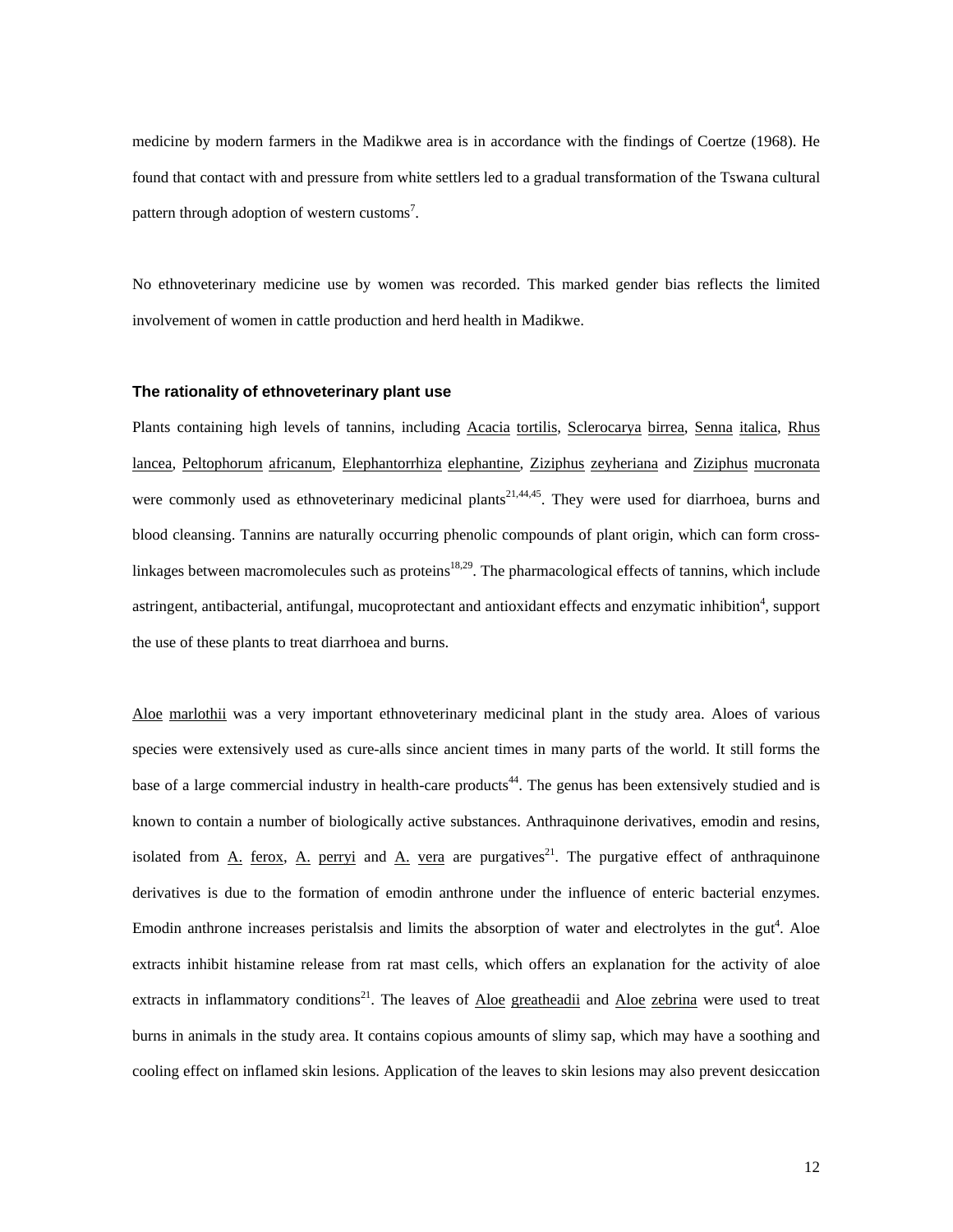medicine by modern farmers in the Madikwe area is in accordance with the findings of Coertze (1968). He found that contact with and pressure from white settlers led to a gradual transformation of the Tswana cultural pattern through adoption of western customs[7].

No ethnoveterinary medicine use by women was recorded. This marked gender bias reflects the limited involvement of women in cattle production and herd health in Madikwe.

### The rationality of ethnoveterinary plant use

Plants containing high levels of tannins, including Acacia tortilis, Sclerocarya birrea, Senna italica, Rhus lancea, Peltophorum africanum, Elephantorrhiza elephantine, Ziziphus zeyheriana and Ziziphus mucronata were commonly used as ethnoveterinary medicinal plants[21,44,45]. They were used for diarrhoea, burns and blood cleansing. Tannins are naturally occurring phenolic compounds of plant origin, which can form cross-linkages between macromolecules such as proteins[18,29]. The pharmacological effects of tannins, which include astringent, antibacterial, antifungal, mucoprotectant and antioxidant effects and enzymatic inhibition[4], support the use of these plants to treat diarrhoea and burns.

Aloe marlothii was a very important ethnoveterinary medicinal plant in the study area. Aloes of various species were extensively used as cure-alls since ancient times in many parts of the world. It still forms the base of a large commercial industry in health-care products[44]. The genus has been extensively studied and is known to contain a number of biologically active substances. Anthraquinone derivatives, emodin and resins, isolated from A. ferox, A. perryi and A. vera are purgatives[21]. The purgative effect of anthraquinone derivatives is due to the formation of emodin anthrone under the influence of enteric bacterial enzymes. Emodin anthrone increases peristalsis and limits the absorption of water and electrolytes in the gut[4]. Aloe extracts inhibit histamine release from rat mast cells, which offers an explanation for the activity of aloe extracts in inflammatory conditions[21]. The leaves of Aloe greatheadii and Aloe zebrina were used to treat burns in animals in the study area. It contains copious amounts of slimy sap, which may have a soothing and cooling effect on inflamed skin lesions. Application of the leaves to skin lesions may also prevent desiccation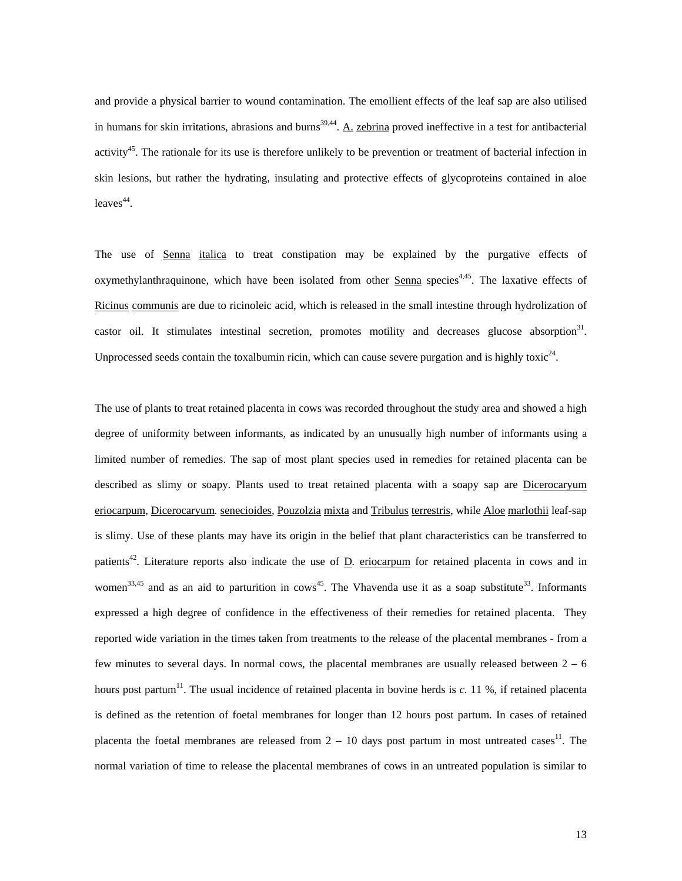and provide a physical barrier to wound contamination. The emollient effects of the leaf sap are also utilised in humans for skin irritations, abrasions and burns[39,44]. A. zebrina proved ineffective in a test for antibacterial activity[45]. The rationale for its use is therefore unlikely to be prevention or treatment of bacterial infection in skin lesions, but rather the hydrating, insulating and protective effects of glycoproteins contained in aloe leaves[44].

The use of Senna italica to treat constipation may be explained by the purgative effects of oxymethylanthraquinone, which have been isolated from other Senna species[4,45]. The laxative effects of Ricinus communis are due to ricinoleic acid, which is released in the small intestine through hydrolization of castor oil. It stimulates intestinal secretion, promotes motility and decreases glucose absorption[31]. Unprocessed seeds contain the toxalbumin ricin, which can cause severe purgation and is highly toxic[24].

The use of plants to treat retained placenta in cows was recorded throughout the study area and showed a high degree of uniformity between informants, as indicated by an unusually high number of informants using a limited number of remedies. The sap of most plant species used in remedies for retained placenta can be described as slimy or soapy. Plants used to treat retained placenta with a soapy sap are Dicerocaryum eriocarpum, Dicerocaryum. senecioides, Pouzolzia mixta and Tribulus terrestris, while Aloe marlothii leaf-sap is slimy. Use of these plants may have its origin in the belief that plant characteristics can be transferred to patients[42]. Literature reports also indicate the use of D. eriocarpum for retained placenta in cows and in women[33,45] and as an aid to parturition in cows[45]. The Vhavenda use it as a soap substitute[33]. Informants expressed a high degree of confidence in the effectiveness of their remedies for retained placenta. They reported wide variation in the times taken from treatments to the release of the placental membranes - from a few minutes to several days. In normal cows, the placental membranes are usually released between 2 – 6 hours post partum[11]. The usual incidence of retained placenta in bovine herds is *c.* 11 %, if retained placenta is defined as the retention of foetal membranes for longer than 12 hours post partum. In cases of retained placenta the foetal membranes are released from 2 – 10 days post partum in most untreated cases[11]. The normal variation of time to release the placental membranes of cows in an untreated population is similar to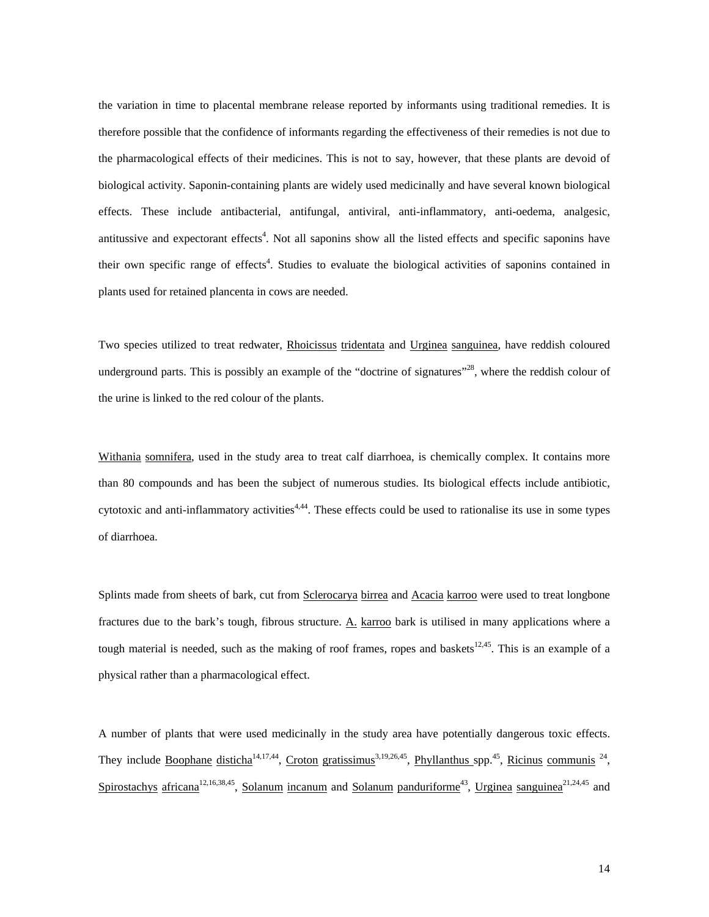the variation in time to placental membrane release reported by informants using traditional remedies. It is therefore possible that the confidence of informants regarding the effectiveness of their remedies is not due to the pharmacological effects of their medicines. This is not to say, however, that these plants are devoid of biological activity. Saponin-containing plants are widely used medicinally and have several known biological effects. These include antibacterial, antifungal, antiviral, anti-inflammatory, anti-oedema, analgesic, antitussive and expectorant effects[4]. Not all saponins show all the listed effects and specific saponins have their own specific range of effects[4]. Studies to evaluate the biological activities of saponins contained in plants used for retained plancenta in cows are needed.

Two species utilized to treat redwater, Rhoicissus tridentata and Urginea sanguinea, have reddish coloured underground parts. This is possibly an example of the "doctrine of signatures"[28], where the reddish colour of the urine is linked to the red colour of the plants.

Withania somnifera, used in the study area to treat calf diarrhoea, is chemically complex. It contains more than 80 compounds and has been the subject of numerous studies. Its biological effects include antibiotic, cytotoxic and anti-inflammatory activities[4,44]. These effects could be used to rationalise its use in some types of diarrhoea.

Splints made from sheets of bark, cut from Sclerocarya birrea and Acacia karroo were used to treat longbone fractures due to the bark's tough, fibrous structure. A. karroo bark is utilised in many applications where a tough material is needed, such as the making of roof frames, ropes and baskets[12,45]. This is an example of a physical rather than a pharmacological effect.

A number of plants that were used medicinally in the study area have potentially dangerous toxic effects. They include Boophane disticha[14,17,44], Croton gratissimus[3,19,26,45], Phyllanthus spp.[45], Ricinus communis [24], Spirostachys africana[12,16,38,45], Solanum incanum and Solanum panduriforme[43], Urginea sanguinea[21,24,45] and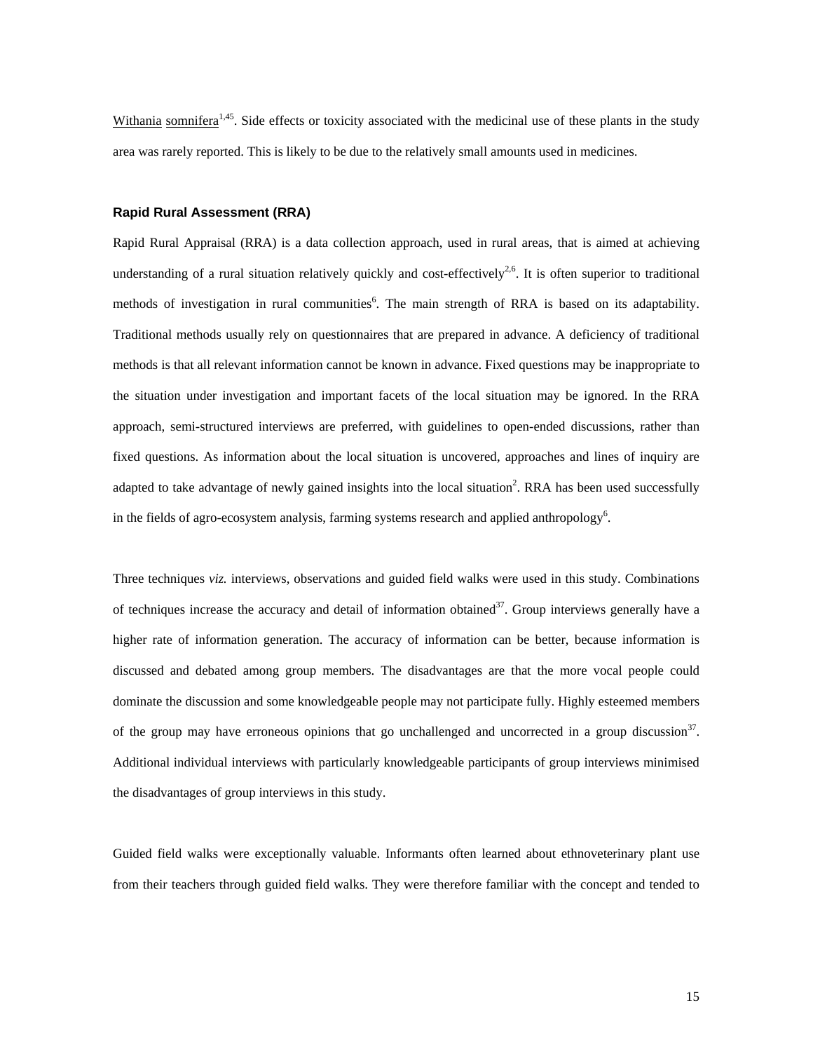Withania somnifera[1,45]. Side effects or toxicity associated with the medicinal use of these plants in the study area was rarely reported. This is likely to be due to the relatively small amounts used in medicines.

### Rapid Rural Assessment (RRA)

Rapid Rural Appraisal (RRA) is a data collection approach, used in rural areas, that is aimed at achieving understanding of a rural situation relatively quickly and cost-effectively[2,6]. It is often superior to traditional methods of investigation in rural communities[6]. The main strength of RRA is based on its adaptability. Traditional methods usually rely on questionnaires that are prepared in advance. A deficiency of traditional methods is that all relevant information cannot be known in advance. Fixed questions may be inappropriate to the situation under investigation and important facets of the local situation may be ignored. In the RRA approach, semi-structured interviews are preferred, with guidelines to open-ended discussions, rather than fixed questions. As information about the local situation is uncovered, approaches and lines of inquiry are adapted to take advantage of newly gained insights into the local situation[2]. RRA has been used successfully in the fields of agro-ecosystem analysis, farming systems research and applied anthropology[6].

Three techniques *viz.* interviews, observations and guided field walks were used in this study. Combinations of techniques increase the accuracy and detail of information obtained[37]. Group interviews generally have a higher rate of information generation. The accuracy of information can be better, because information is discussed and debated among group members. The disadvantages are that the more vocal people could dominate the discussion and some knowledgeable people may not participate fully. Highly esteemed members of the group may have erroneous opinions that go unchallenged and uncorrected in a group discussion[37]. Additional individual interviews with particularly knowledgeable participants of group interviews minimised the disadvantages of group interviews in this study.

Guided field walks were exceptionally valuable. Informants often learned about ethnoveterinary plant use from their teachers through guided field walks. They were therefore familiar with the concept and tended to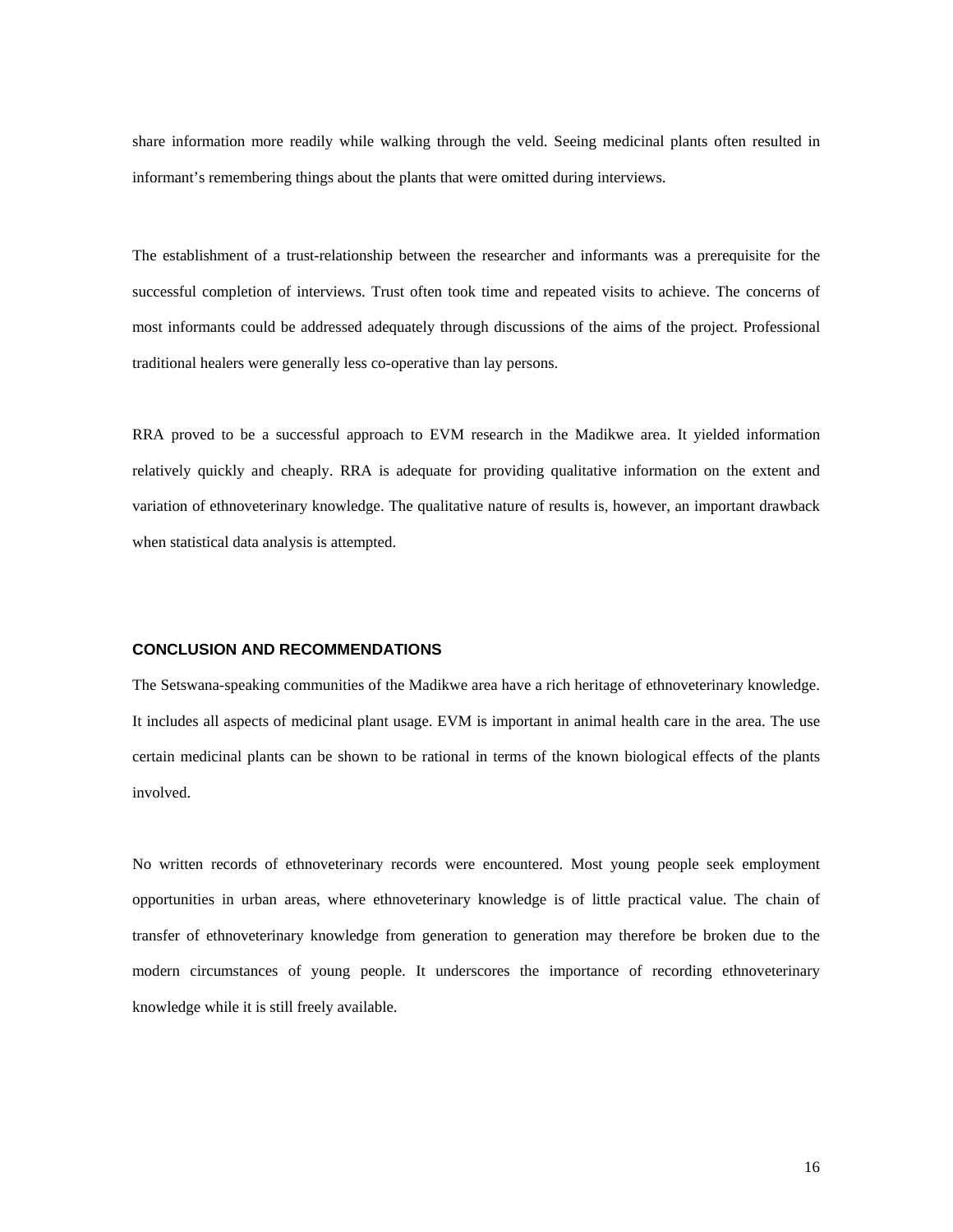share information more readily while walking through the veld. Seeing medicinal plants often resulted in informant's remembering things about the plants that were omitted during interviews.

The establishment of a trust-relationship between the researcher and informants was a prerequisite for the successful completion of interviews. Trust often took time and repeated visits to achieve. The concerns of most informants could be addressed adequately through discussions of the aims of the project. Professional traditional healers were generally less co-operative than lay persons.

RRA proved to be a successful approach to EVM research in the Madikwe area. It yielded information relatively quickly and cheaply. RRA is adequate for providing qualitative information on the extent and variation of ethnoveterinary knowledge. The qualitative nature of results is, however, an important drawback when statistical data analysis is attempted.

## CONCLUSION AND RECOMMENDATIONS

The Setswana-speaking communities of the Madikwe area have a rich heritage of ethnoveterinary knowledge. It includes all aspects of medicinal plant usage. EVM is important in animal health care in the area. The use certain medicinal plants can be shown to be rational in terms of the known biological effects of the plants involved.

No written records of ethnoveterinary records were encountered. Most young people seek employment opportunities in urban areas, where ethnoveterinary knowledge is of little practical value. The chain of transfer of ethnoveterinary knowledge from generation to generation may therefore be broken due to the modern circumstances of young people. It underscores the importance of recording ethnoveterinary knowledge while it is still freely available.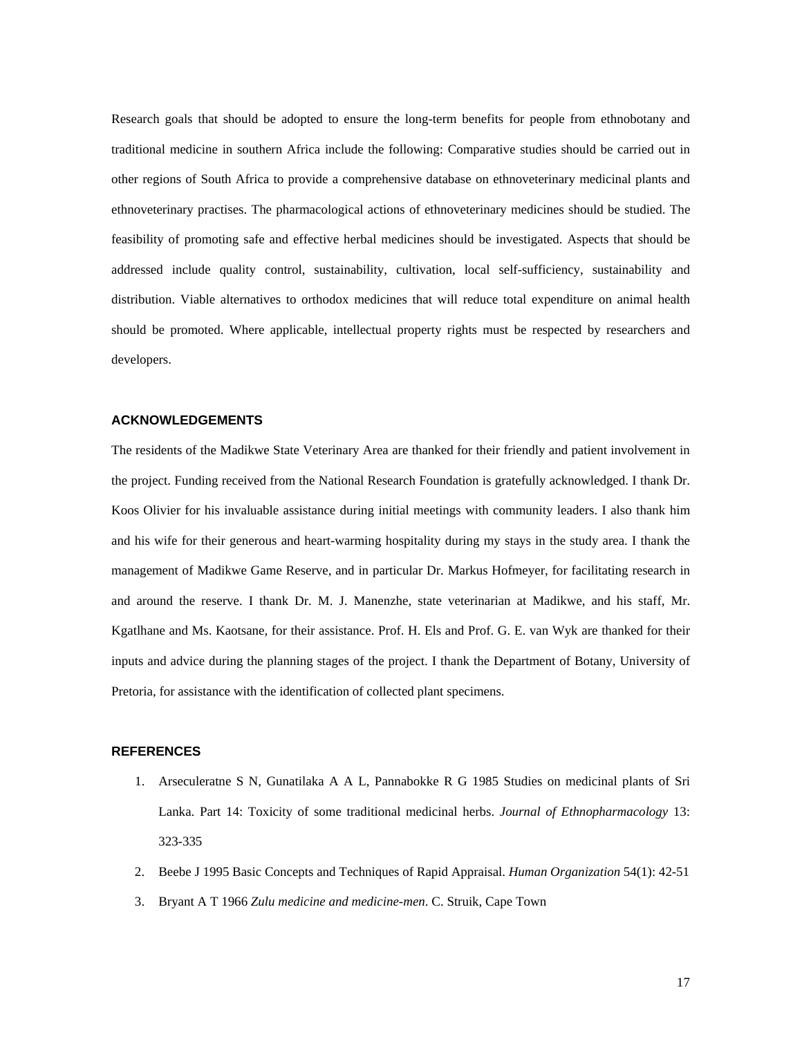Research goals that should be adopted to ensure the long-term benefits for people from ethnobotany and traditional medicine in southern Africa include the following: Comparative studies should be carried out in other regions of South Africa to provide a comprehensive database on ethnoveterinary medicinal plants and ethnoveterinary practises. The pharmacological actions of ethnoveterinary medicines should be studied. The feasibility of promoting safe and effective herbal medicines should be investigated. Aspects that should be addressed include quality control, sustainability, cultivation, local self-sufficiency, sustainability and distribution. Viable alternatives to orthodox medicines that will reduce total expenditure on animal health should be promoted. Where applicable, intellectual property rights must be respected by researchers and developers.

## ACKNOWLEDGEMENTS

The residents of the Madikwe State Veterinary Area are thanked for their friendly and patient involvement in the project. Funding received from the National Research Foundation is gratefully acknowledged. I thank Dr. Koos Olivier for his invaluable assistance during initial meetings with community leaders. I also thank him and his wife for their generous and heart-warming hospitality during my stays in the study area. I thank the management of Madikwe Game Reserve, and in particular Dr. Markus Hofmeyer, for facilitating research in and around the reserve. I thank Dr. M. J. Manenzhe, state veterinarian at Madikwe, and his staff, Mr. Kgatlhane and Ms. Kaotsane, for their assistance. Prof. H. Els and Prof. G. E. van Wyk are thanked for their inputs and advice during the planning stages of the project. I thank the Department of Botany, University of Pretoria, for assistance with the identification of collected plant specimens.

## REFERENCES

1. Arseculeratne S N, Gunatilaka A A L, Pannabokke R G 1985 Studies on medicinal plants of Sri Lanka. Part 14: Toxicity of some traditional medicinal herbs. *Journal of Ethnopharmacology* 13: 323-335
2. Beebe J 1995 Basic Concepts and Techniques of Rapid Appraisal. *Human Organization* 54(1): 42-51
3. Bryant A T 1966 *Zulu medicine and medicine-men*. C. Struik, Cape Town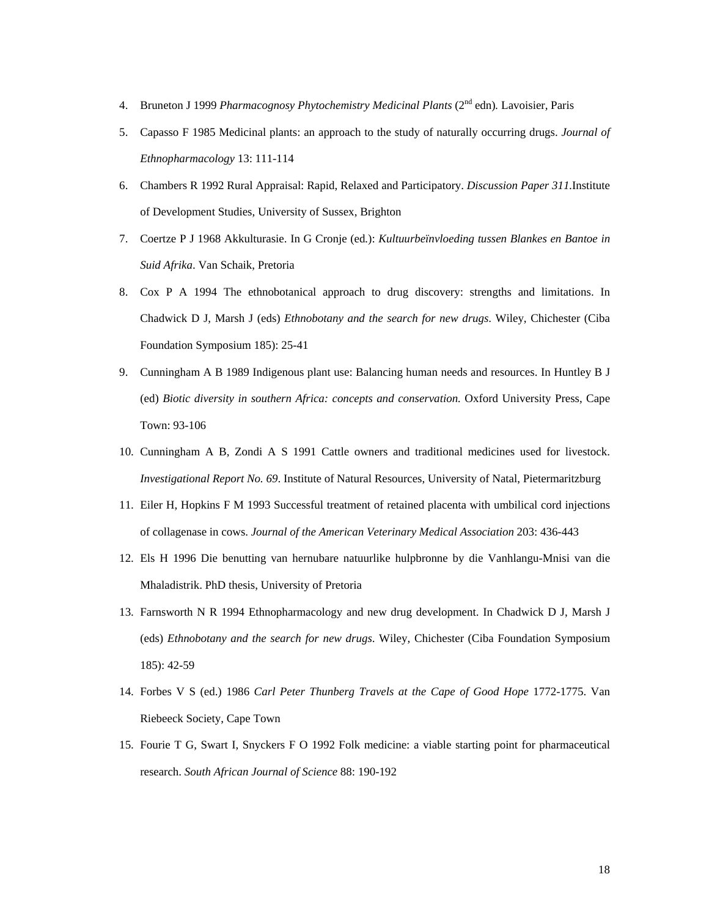4. Bruneton J 1999 *Pharmacognosy Phytochemistry Medicinal Plants* (2nd edn). Lavoisier, Paris
5. Capasso F 1985 Medicinal plants: an approach to the study of naturally occurring drugs. *Journal of Ethnopharmacology* 13: 111-114
6. Chambers R 1992 Rural Appraisal: Rapid, Relaxed and Participatory. *Discussion Paper 311*.Institute of Development Studies, University of Sussex, Brighton
7. Coertze P J 1968 Akkulturasie. In G Cronje (ed.): *Kultuurbeïnvloeding tussen Blankes en Bantoe in Suid Afrika*. Van Schaik, Pretoria
8. Cox P A 1994 The ethnobotanical approach to drug discovery: strengths and limitations. In Chadwick D J, Marsh J (eds) *Ethnobotany and the search for new drugs*. Wiley, Chichester (Ciba Foundation Symposium 185): 25-41
9. Cunningham A B 1989 Indigenous plant use: Balancing human needs and resources. In Huntley B J (ed) *Biotic diversity in southern Africa: concepts and conservation.* Oxford University Press, Cape Town: 93-106
10. Cunningham A B, Zondi A S 1991 Cattle owners and traditional medicines used for livestock. *Investigational Report No. 69*. Institute of Natural Resources, University of Natal, Pietermaritzburg
11. Eiler H, Hopkins F M 1993 Successful treatment of retained placenta with umbilical cord injections of collagenase in cows. *Journal of the American Veterinary Medical Association* 203: 436-443
12. Els H 1996 Die benutting van hernubare natuurlike hulpbronne by die Vanhlangu-Mnisi van die Mhaladistrik. PhD thesis, University of Pretoria
13. Farnsworth N R 1994 Ethnopharmacology and new drug development. In Chadwick D J, Marsh J (eds) *Ethnobotany and the search for new drugs*. Wiley, Chichester (Ciba Foundation Symposium 185): 42-59
14. Forbes V S (ed.) 1986 *Carl Peter Thunberg Travels at the Cape of Good Hope* 1772-1775. Van Riebeeck Society, Cape Town
15. Fourie T G, Swart I, Snyckers F O 1992 Folk medicine: a viable starting point for pharmaceutical research. *South African Journal of Science* 88: 190-192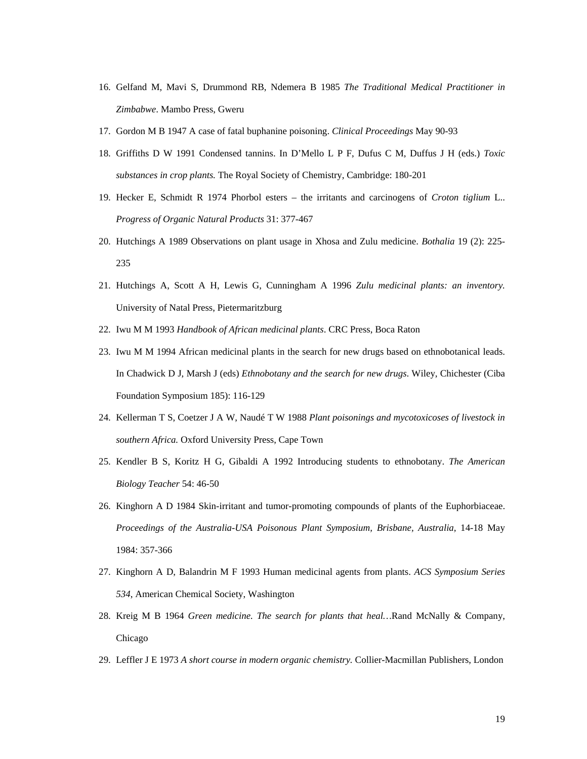16. Gelfand M, Mavi S, Drummond RB, Ndemera B 1985 *The Traditional Medical Practitioner in Zimbabwe*. Mambo Press, Gweru
17. Gordon M B 1947 A case of fatal buphanine poisoning. *Clinical Proceedings* May 90-93
18. Griffiths D W 1991 Condensed tannins. In D'Mello L P F, Dufus C M, Duffus J H (eds.) *Toxic substances in crop plants.* The Royal Society of Chemistry, Cambridge: 180-201
19. Hecker E, Schmidt R 1974 Phorbol esters – the irritants and carcinogens of *Croton tiglium* L.. *Progress of Organic Natural Products* 31: 377-467
20. Hutchings A 1989 Observations on plant usage in Xhosa and Zulu medicine. *Bothalia* 19 (2): 225-235
21. Hutchings A, Scott A H, Lewis G, Cunningham A 1996 *Zulu medicinal plants: an inventory.* University of Natal Press, Pietermaritzburg
22. Iwu M M 1993 *Handbook of African medicinal plants*. CRC Press, Boca Raton
23. Iwu M M 1994 African medicinal plants in the search for new drugs based on ethnobotanical leads. In Chadwick D J, Marsh J (eds) *Ethnobotany and the search for new drugs*. Wiley, Chichester (Ciba Foundation Symposium 185): 116-129
24. Kellerman T S, Coetzer J A W, Naudé T W 1988 *Plant poisonings and mycotoxicoses of livestock in southern Africa.* Oxford University Press, Cape Town
25. Kendler B S, Koritz H G, Gibaldi A 1992 Introducing students to ethnobotany. *The American Biology Teacher* 54: 46-50
26. Kinghorn A D 1984 Skin-irritant and tumor-promoting compounds of plants of the Euphorbiaceae. *Proceedings of the Australia-USA Poisonous Plant Symposium, Brisbane, Australia*, 14-18 May 1984: 357-366
27. Kinghorn A D, Balandrin M F 1993 Human medicinal agents from plants. *ACS Symposium Series 534*, American Chemical Society, Washington
28. Kreig M B 1964 *Green medicine. The search for plants that heal…*Rand McNally & Company, Chicago
29. Leffler J E 1973 *A short course in modern organic chemistry.* Collier-Macmillan Publishers, London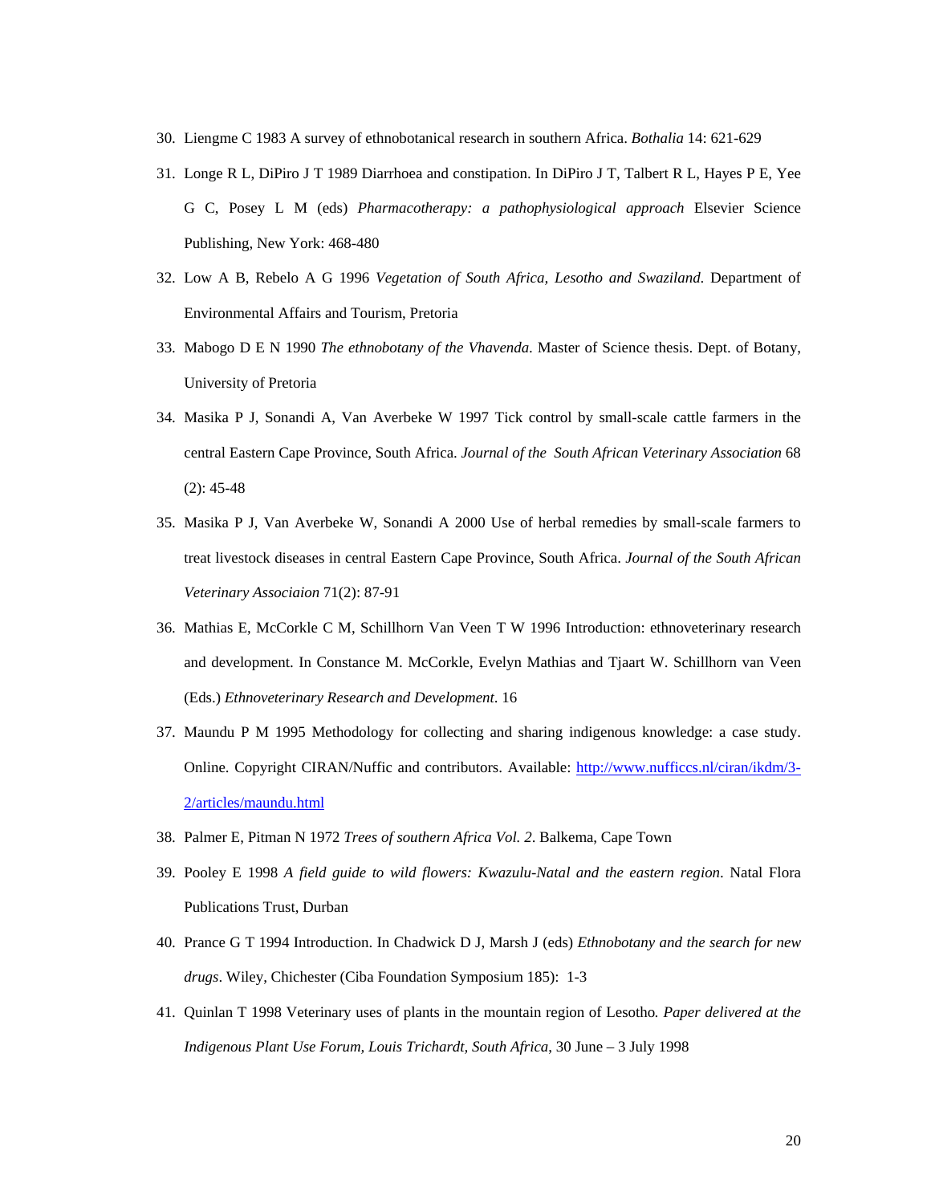30. Liengme C 1983 A survey of ethnobotanical research in southern Africa. *Bothalia* 14: 621-629
31. Longe R L, DiPiro J T 1989 Diarrhoea and constipation. In DiPiro J T, Talbert R L, Hayes P E, Yee G C, Posey L M (eds) *Pharmacotherapy: a pathophysiological approach* Elsevier Science Publishing, New York: 468-480
32. Low A B, Rebelo A G 1996 *Vegetation of South Africa, Lesotho and Swaziland*. Department of Environmental Affairs and Tourism, Pretoria
33. Mabogo D E N 1990 *The ethnobotany of the Vhavenda*. Master of Science thesis. Dept. of Botany, University of Pretoria
34. Masika P J, Sonandi A, Van Averbeke W 1997 Tick control by small-scale cattle farmers in the central Eastern Cape Province, South Africa. *Journal of the South African Veterinary Association* 68 (2): 45-48
35. Masika P J, Van Averbeke W, Sonandi A 2000 Use of herbal remedies by small-scale farmers to treat livestock diseases in central Eastern Cape Province, South Africa. *Journal of the South African Veterinary Associaion* 71(2): 87-91
36. Mathias E, McCorkle C M, Schillhorn Van Veen T W 1996 Introduction: ethnoveterinary research and development. In Constance M. McCorkle, Evelyn Mathias and Tjaart W. Schillhorn van Veen (Eds.) *Ethnoveterinary Research and Development*. 16
37. Maundu P M 1995 Methodology for collecting and sharing indigenous knowledge: a case study. Online. Copyright CIRAN/Nuffic and contributors. Available: [http://www.nufficcs.nl/ciran/ikdm/3-2/articles/maundu.html](http://www.nufficcs.nl/ciran/ikdm/3-2/articles/maundu.html)
38. Palmer E, Pitman N 1972 *Trees of southern Africa Vol. 2*. Balkema, Cape Town
39. Pooley E 1998 *A field guide to wild flowers: Kwazulu-Natal and the eastern region*. Natal Flora Publications Trust, Durban
40. Prance G T 1994 Introduction. In Chadwick D J, Marsh J (eds) *Ethnobotany and the search for new drugs*. Wiley, Chichester (Ciba Foundation Symposium 185): 1-3
41. Quinlan T 1998 Veterinary uses of plants in the mountain region of Lesotho*. Paper delivered at the Indigenous Plant Use Forum, Louis Trichardt, South Africa*, 30 June – 3 July 1998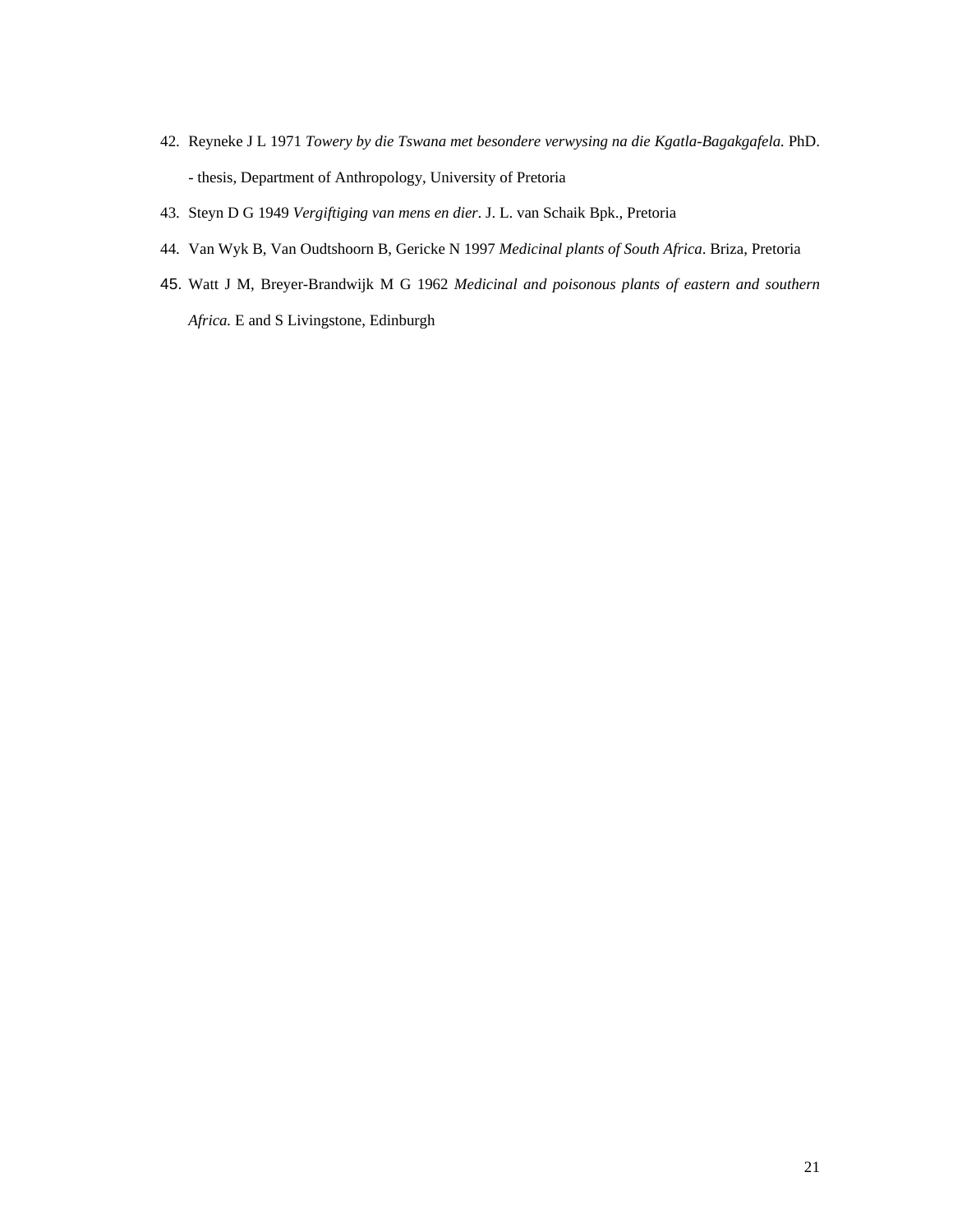42. Reyneke J L 1971 *Towery by die Tswana met besondere verwysing na die Kgatla-Bagakgafela.* PhD. - thesis, Department of Anthropology, University of Pretoria
43. Steyn D G 1949 *Vergiftiging van mens en dier*. J. L. van Schaik Bpk., Pretoria
44. Van Wyk B, Van Oudtshoorn B, Gericke N 1997 *Medicinal plants of South Africa*. Briza, Pretoria
45. Watt J M, Breyer-Brandwijk M G 1962 *Medicinal and poisonous plants of eastern and southern Africa.* E and S Livingstone, Edinburgh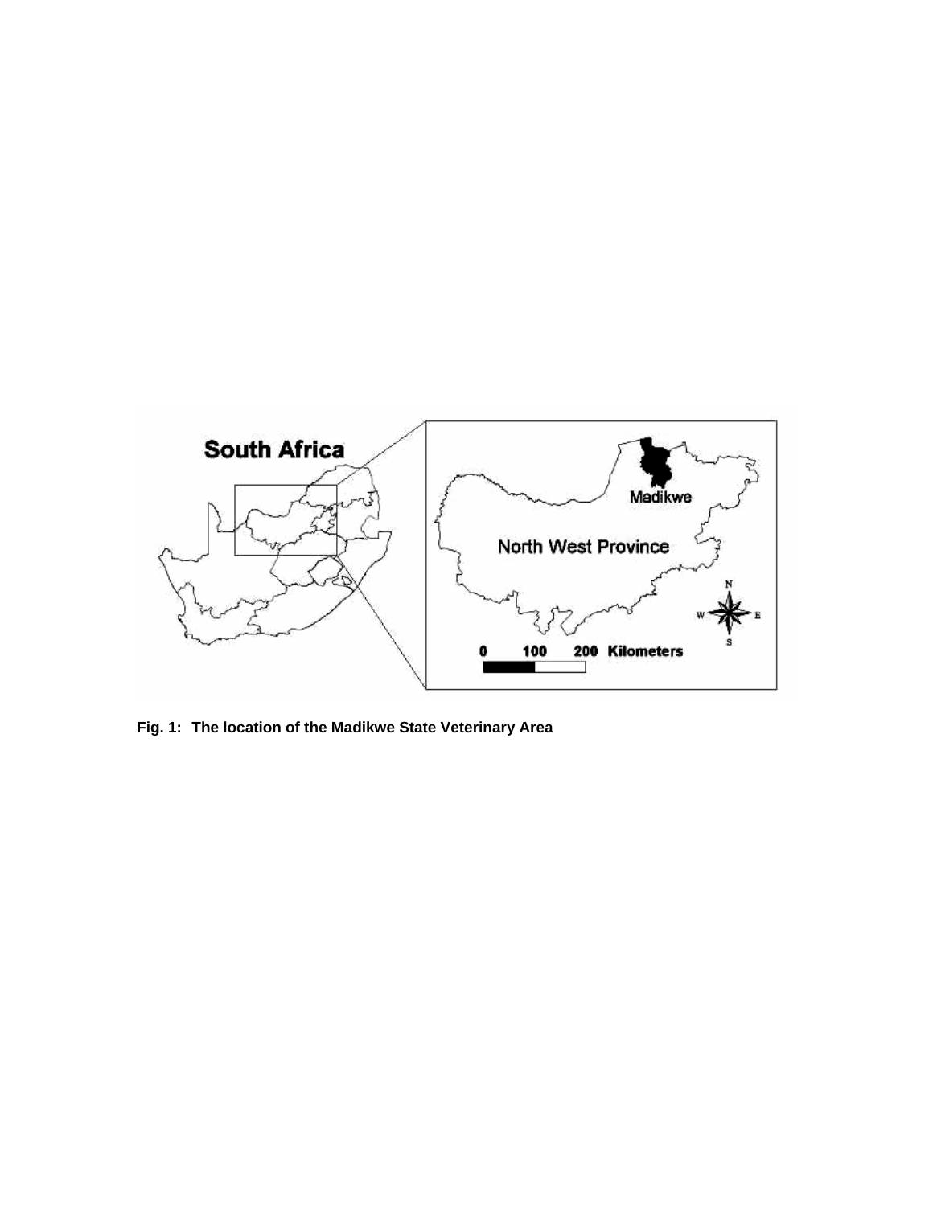**Fig. 1: The location of the Madikwe State Veterinary Area**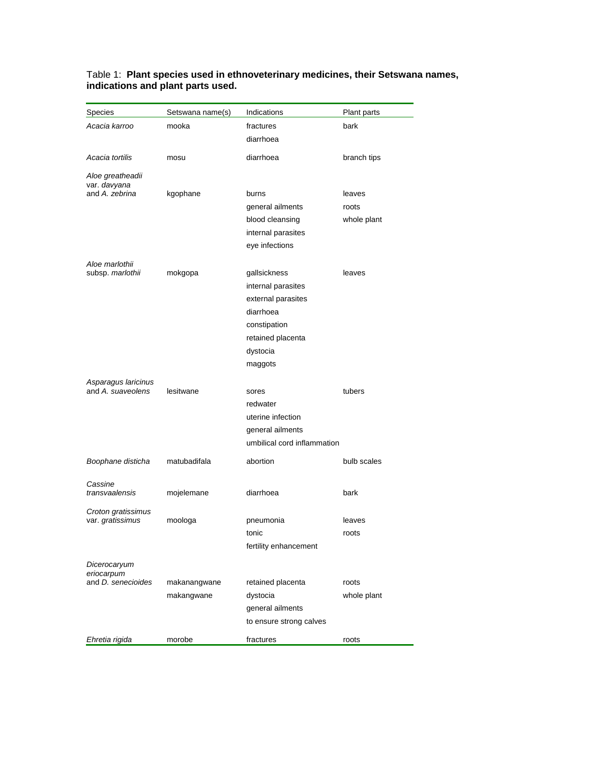Table 1: **Plant species used in ethnoveterinary medicines, their Setswana names, indications and plant parts used.**

| Species | Setswana name(s) | Indications | Plant parts |
|---|---|---|---|
| *Acacia karroo* | mooka | fractures | bark |
| | | diarrhoea | |
| *Acacia tortilis* | mosu | diarrhoea | branch tips |
| *Aloe greatheadii* var. *davyana* and *A. zebrina* | kgophane | burns | leaves |
| | | general ailments | roots |
| | | blood cleansing | whole plant |
| | | internal parasites | |
| | | eye infections | |
| *Aloe marlothii* subsp. *marlothii* | mokgopa | gallsickness | leaves |
| | | internal parasites | |
| | | external parasites | |
| | | diarrhoea | |
| | | constipation | |
| | | retained placenta | |
| | | dystocia | |
| | | maggots | |
| *Asparagus laricinus* and *A. suaveolens* | lesitwane | sores | tubers |
| | | redwater | |
| | | uterine infection | |
| | | general ailments | |
| | | umbilical cord inflammation | |
| *Boophane disticha* | matubadifala | abortion | bulb scales |
| *Cassine transvaalensis* | mojelemane | diarrhoea | bark |
| *Croton gratissimus* var. *gratissimus* | moologa | pneumonia | leaves |
| | | tonic | roots |
| | | fertility enhancement | |
| *Dicerocaryum eriocarpum* and *D. senecioides* | makanangwane | retained placenta | roots |
| | makangwane | dystocia | whole plant |
| | | general ailments | |
| | | to ensure strong calves | |
| *Ehretia rigida* | morobe | fractures | roots |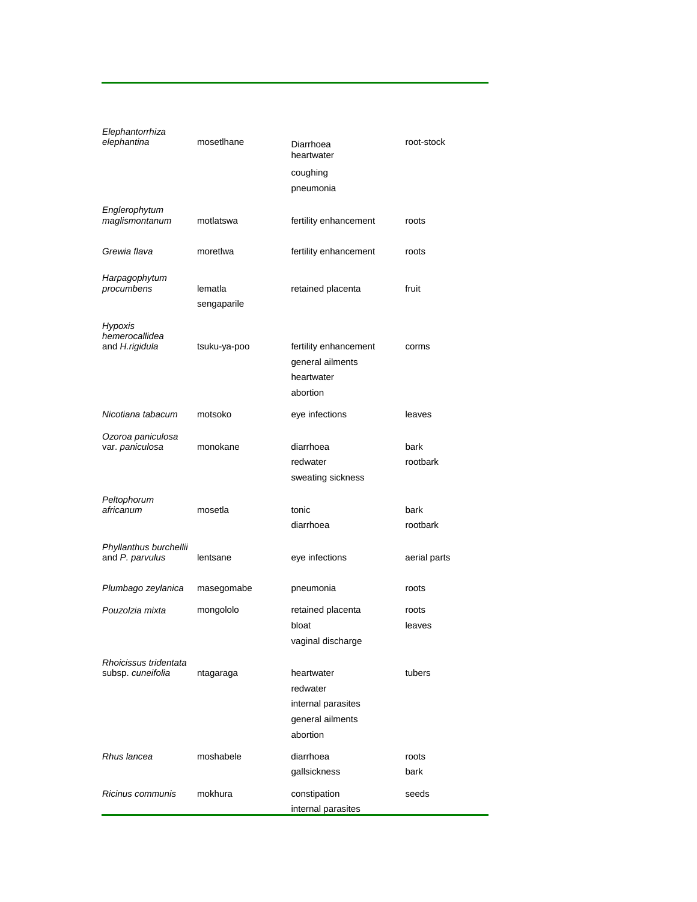| | | | |
|---|---|---|---|
| *Elephantorrhiza elephantina* | mosetlhane | Diarrhoea<br>heartwater<br>coughing<br>pneumonia | root-stock |
| *Englerophytum maglismontanum* | motlatswa | fertility enhancement | roots |
| *Grewia flava* | moretlwa | fertility enhancement | roots |
| *Harpagophytum procumbens* | lematla<br>sengaparile | retained placenta | fruit |
| *Hypoxis hemerocallidea* and *H.rigidula* | tsuku-ya-poo | fertility enhancement<br>general ailments<br>heartwater<br>abortion | corms |
| *Nicotiana tabacum* | motsoko | eye infections | leaves |
| *Ozoroa paniculosa* var. *paniculosa* | monokane | diarrhoea<br>redwater<br>sweating sickness | bark<br>rootbark |
| *Peltophorum africanum* | mosetla | tonic<br>diarrhoea | bark<br>rootbark |
| *Phyllanthus burchellii* and *P. parvulus* | lentsane | eye infections | aerial parts |
| *Plumbago zeylanica* | masegomabe | pneumonia | roots |
| *Pouzolzia mixta* | mongololo | retained placenta<br>bloat<br>vaginal discharge | roots<br>leaves |
| *Rhoicissus tridentata* subsp. *cuneifolia* | ntagaraga | heartwater<br>redwater<br>internal parasites<br>general ailments<br>abortion | tubers |
| *Rhus lancea* | moshabele | diarrhoea<br>gallsickness | roots<br>bark |
| *Ricinus communis* | mokhura | constipation<br>internal parasites | seeds |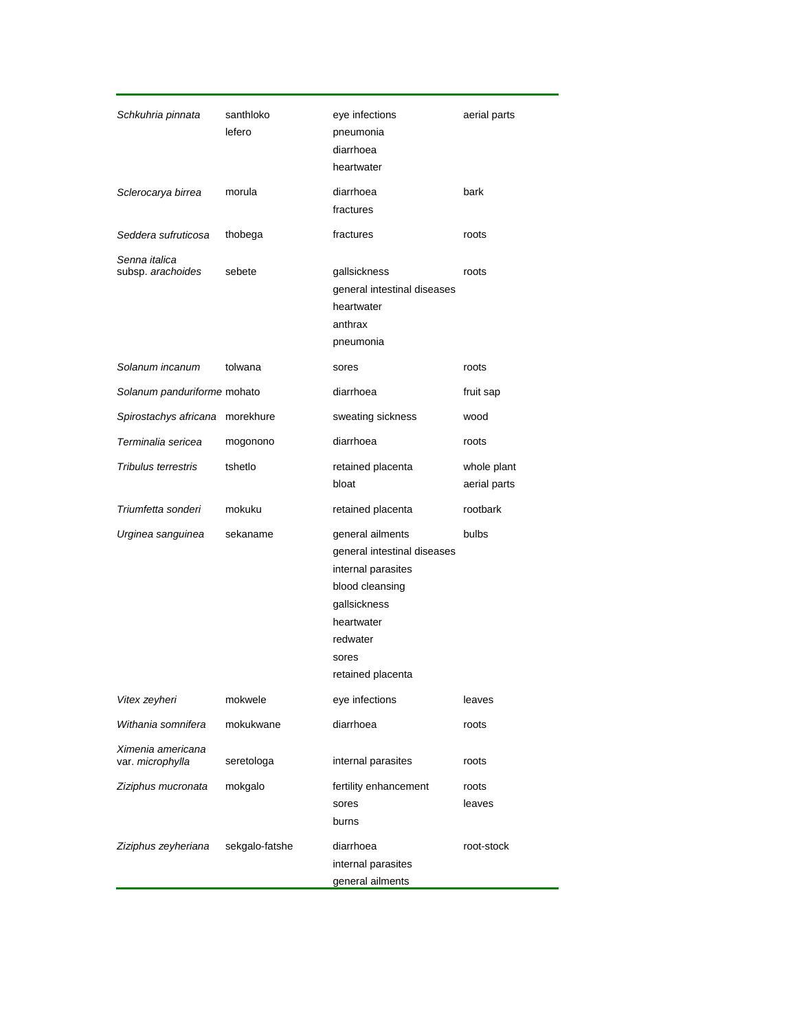| | | | |
|---|---|---|---|
| *Schkuhria pinnata* | santhloko<br>lefero | eye infections<br>pneumonia<br>diarrhoea<br>heartwater | aerial parts |
| *Sclerocarya birrea* | morula | diarrhoea<br>fractures | bark |
| *Seddera sufruticosa* | thobega | fractures | roots |
| *Senna italica* subsp. *arachoides* | sebete | gallsickness<br>general intestinal diseases<br>heartwater<br>anthrax<br>pneumonia | roots |
| *Solanum incanum* | tolwana | sores | roots |
| *Solanum panduriforme* | mohato | diarrhoea | fruit sap |
| *Spirostachys africana* | morekhure | sweating sickness | wood |
| *Terminalia sericea* | mogonono | diarrhoea | roots |
| *Tribulus terrestris* | tshetlo | retained placenta<br>bloat | whole plant<br>aerial parts |
| *Triumfetta sonderi* | mokuku | retained placenta | rootbark |
| *Urginea sanguinea* | sekaname | general ailments<br>general intestinal diseases<br>internal parasites<br>blood cleansing<br>gallsickness<br>heartwater<br>redwater<br>sores<br>retained placenta | bulbs |
| *Vitex zeyheri* | mokwele | eye infections | leaves |
| *Withania somnifera* | mokukwane | diarrhoea | roots |
| *Ximenia americana* var. *microphylla* | seretologa | internal parasites | roots |
| *Ziziphus mucronata* | mokgalo | fertility enhancement<br>sores<br>burns | roots<br>leaves |
| *Ziziphus zeyheriana* | sekgalo-fatshe | diarrhoea<br>internal parasites<br>general ailments | root-stock |